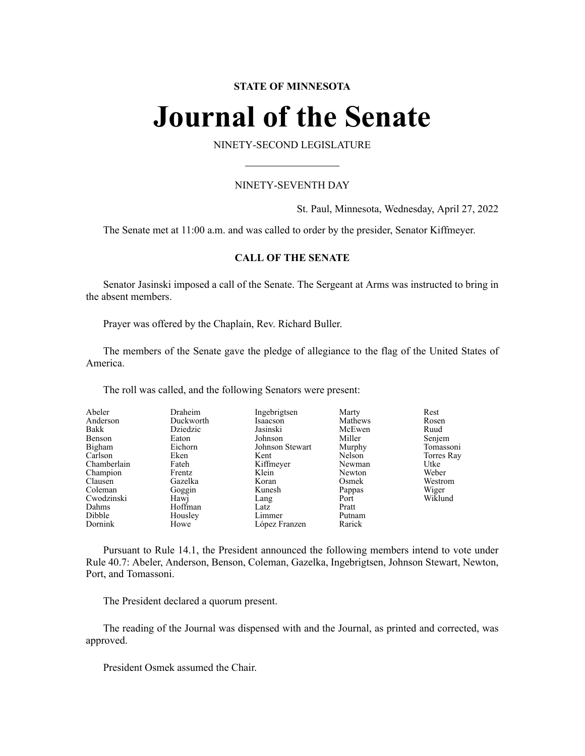**STATE OF MINNESOTA**

# Journal of the Senate

NINETY-SECOND LEGISLATURE

---

NINETY-SEVENTH DAY

St. Paul, Minnesota, Wednesday, April 27, 2022

The Senate met at 11:00 a.m. and was called to order by the presider, Senator Kiffmeyer.

## CALL OF THE SENATE

Senator Jasinski imposed a call of the Senate. The Sergeant at Arms was instructed to bring in the absent members.

Prayer was offered by the Chaplain, Rev. Richard Buller.

The members of the Senate gave the pledge of allegiance to the flag of the United States of America.

The roll was called, and the following Senators were present:

| | | | | |
|---|---|---|---|---|
| Abeler | Draheim | Ingebrigtsen | Marty | Rest |
| Anderson | Duckworth | Isaacson | Mathews | Rosen |
| Bakk | Dziedzic | Jasinski | McEwen | Ruud |
| Benson | Eaton | Johnson | Miller | Senjem |
| Bigham | Eichorn | Johnson Stewart | Murphy | Tomassoni |
| Carlson | Eken | Kent | Nelson | Torres Ray |
| Chamberlain | Fateh | Kiffmeyer | Newman | Utke |
| Champion | Frentz | Klein | Newton | Weber |
| Clausen | Gazelka | Koran | Osmek | Westrom |
| Coleman | Goggin | Kunesh | Pappas | Wiger |
| Cwodzinski | Hawj | Lang | Port | Wiklund |
| Dahms | Hoffman | Latz | Pratt | |
| Dibble | Housley | Limmer | Putnam | |
| Dornink | Howe | López Franzen | Rarick | |

Pursuant to Rule 14.1, the President announced the following members intend to vote under Rule 40.7: Abeler, Anderson, Benson, Coleman, Gazelka, Ingebrigtsen, Johnson Stewart, Newton, Port, and Tomassoni.

The President declared a quorum present.

The reading of the Journal was dispensed with and the Journal, as printed and corrected, was approved.

President Osmek assumed the Chair.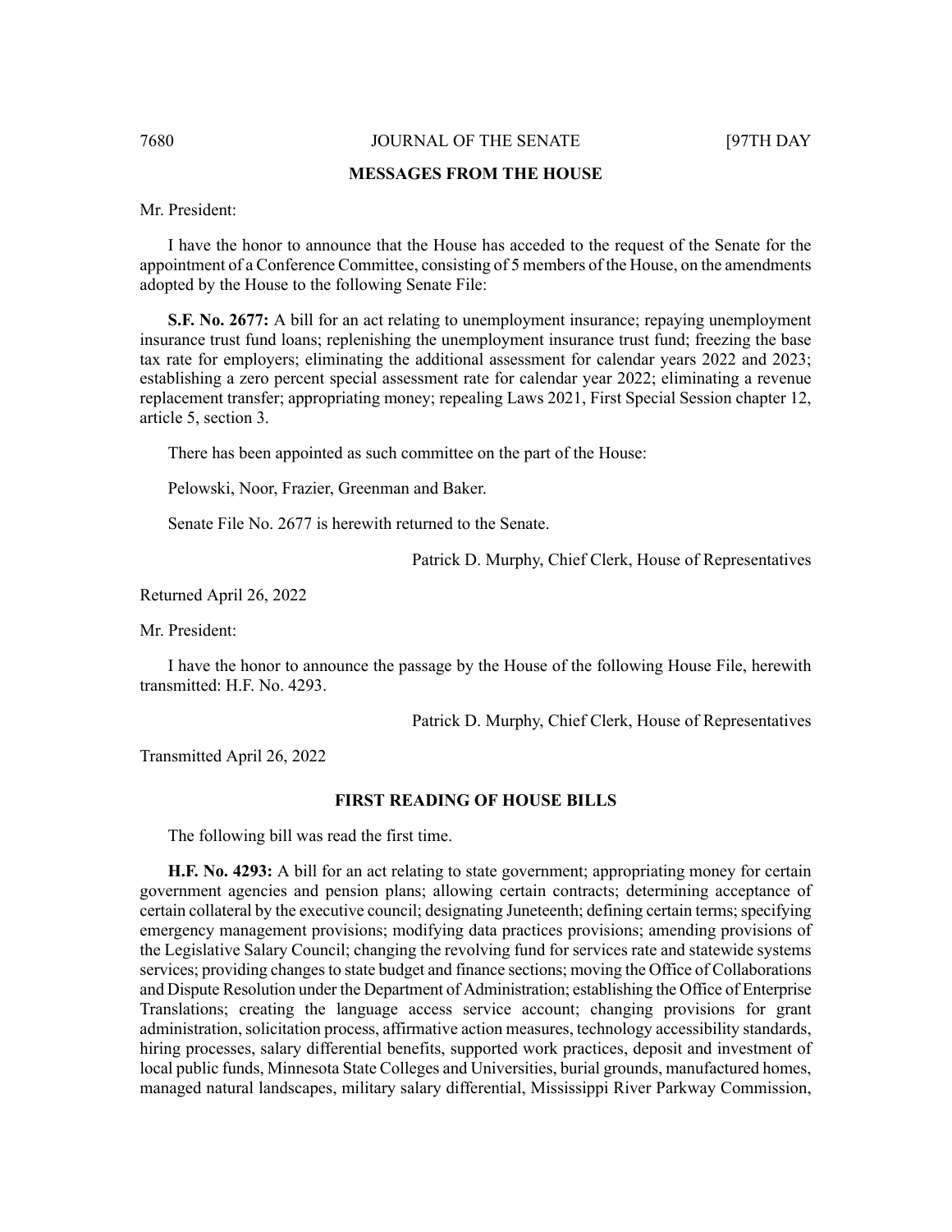## MESSAGES FROM THE HOUSE

Mr. President:

I have the honor to announce that the House has acceded to the request of the Senate for the appointment of a Conference Committee, consisting of 5 members of the House, on the amendments adopted by the House to the following Senate File:

**S.F. No. 2677:** A bill for an act relating to unemployment insurance; repaying unemployment insurance trust fund loans; replenishing the unemployment insurance trust fund; freezing the base tax rate for employers; eliminating the additional assessment for calendar years 2022 and 2023; establishing a zero percent special assessment rate for calendar year 2022; eliminating a revenue replacement transfer; appropriating money; repealing Laws 2021, First Special Session chapter 12, article 5, section 3.

There has been appointed as such committee on the part of the House:

Pelowski, Noor, Frazier, Greenman and Baker.

Senate File No. 2677 is herewith returned to the Senate.

Patrick D. Murphy, Chief Clerk, House of Representatives

Returned April 26, 2022

Mr. President:

I have the honor to announce the passage by the House of the following House File, herewith transmitted: H.F. No. 4293.

Patrick D. Murphy, Chief Clerk, House of Representatives

Transmitted April 26, 2022

## FIRST READING OF HOUSE BILLS

The following bill was read the first time.

**H.F. No. 4293:** A bill for an act relating to state government; appropriating money for certain government agencies and pension plans; allowing certain contracts; determining acceptance of certain collateral by the executive council; designating Juneteenth; defining certain terms; specifying emergency management provisions; modifying data practices provisions; amending provisions of the Legislative Salary Council; changing the revolving fund for services rate and statewide systems services; providing changes to state budget and finance sections; moving the Office of Collaborations and Dispute Resolution under the Department of Administration; establishing the Office of Enterprise Translations; creating the language access service account; changing provisions for grant administration, solicitation process, affirmative action measures, technology accessibility standards, hiring processes, salary differential benefits, supported work practices, deposit and investment of local public funds, Minnesota State Colleges and Universities, burial grounds, manufactured homes, managed natural landscapes, military salary differential, Mississippi River Parkway Commission,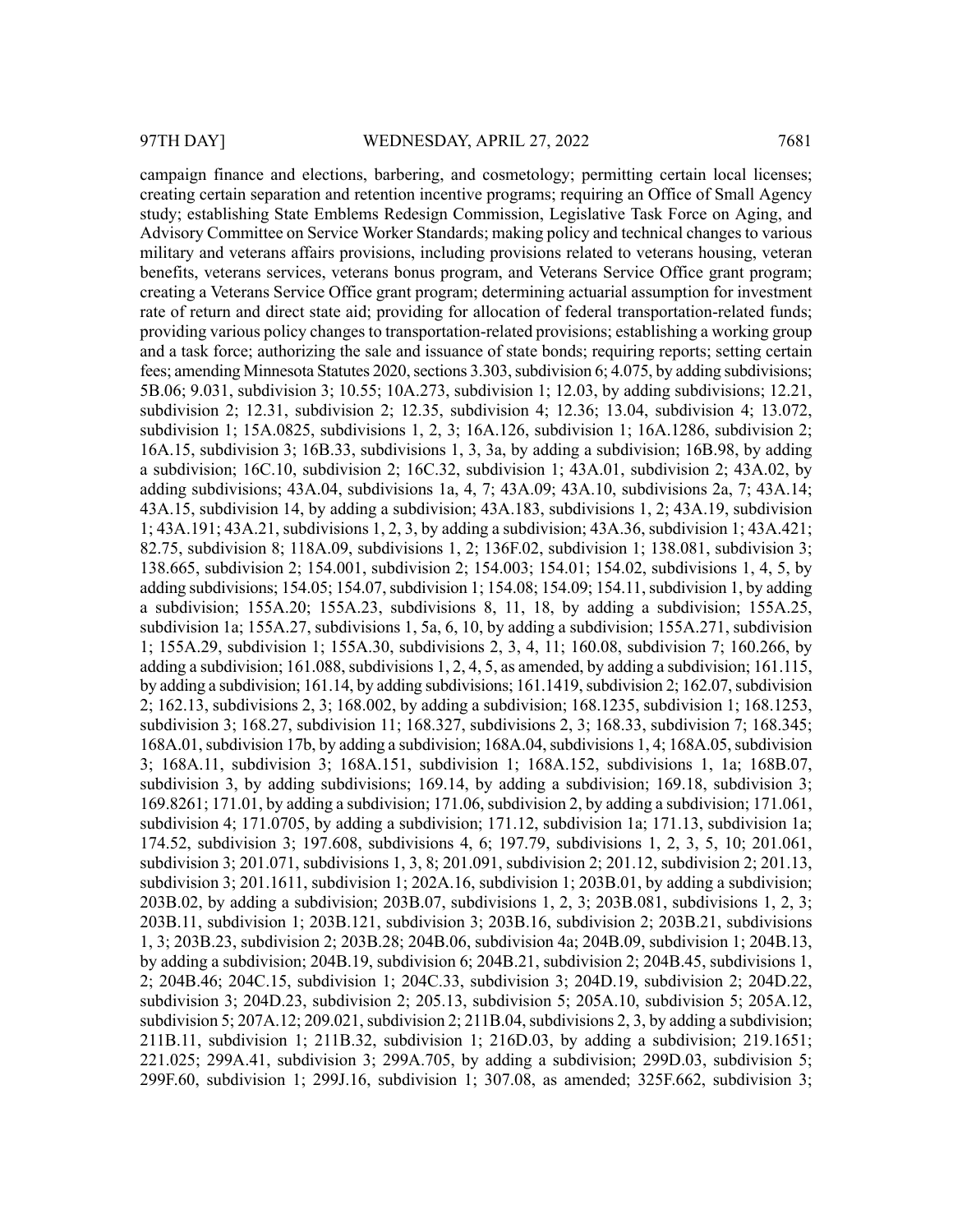campaign finance and elections, barbering, and cosmetology; permitting certain local licenses; creating certain separation and retention incentive programs; requiring an Office of Small Agency study; establishing State Emblems Redesign Commission, Legislative Task Force on Aging, and Advisory Committee on Service Worker Standards; making policy and technical changes to various military and veterans affairs provisions, including provisions related to veterans housing, veteran benefits, veterans services, veterans bonus program, and Veterans Service Office grant program; creating a Veterans Service Office grant program; determining actuarial assumption for investment rate of return and direct state aid; providing for allocation of federal transportation-related funds; providing various policy changes to transportation-related provisions; establishing a working group and a task force; authorizing the sale and issuance of state bonds; requiring reports; setting certain fees; amending Minnesota Statutes 2020, sections 3.303, subdivision 6; 4.075, by adding subdivisions; 5B.06; 9.031, subdivision 3; 10.55; 10A.273, subdivision 1; 12.03, by adding subdivisions; 12.21, subdivision 2; 12.31, subdivision 2; 12.35, subdivision 4; 12.36; 13.04, subdivision 4; 13.072, subdivision 1; 15A.0825, subdivisions 1, 2, 3; 16A.126, subdivision 1; 16A.1286, subdivision 2; 16A.15, subdivision 3; 16B.33, subdivisions 1, 3, 3a, by adding a subdivision; 16B.98, by adding a subdivision; 16C.10, subdivision 2; 16C.32, subdivision 1; 43A.01, subdivision 2; 43A.02, by adding subdivisions; 43A.04, subdivisions 1a, 4, 7; 43A.09; 43A.10, subdivisions 2a, 7; 43A.14; 43A.15, subdivision 14, by adding a subdivision; 43A.183, subdivisions 1, 2; 43A.19, subdivision 1; 43A.191; 43A.21, subdivisions 1, 2, 3, by adding a subdivision; 43A.36, subdivision 1; 43A.421; 82.75, subdivision 8; 118A.09, subdivisions 1, 2; 136F.02, subdivision 1; 138.081, subdivision 3; 138.665, subdivision 2; 154.001, subdivision 2; 154.003; 154.01; 154.02, subdivisions 1, 4, 5, by adding subdivisions; 154.05; 154.07, subdivision 1; 154.08; 154.09; 154.11, subdivision 1, by adding a subdivision; 155A.20; 155A.23, subdivisions 8, 11, 18, by adding a subdivision; 155A.25, subdivision 1a; 155A.27, subdivisions 1, 5a, 6, 10, by adding a subdivision; 155A.271, subdivision 1; 155A.29, subdivision 1; 155A.30, subdivisions 2, 3, 4, 11; 160.08, subdivision 7; 160.266, by adding a subdivision; 161.088, subdivisions 1, 2, 4, 5, as amended, by adding a subdivision; 161.115, by adding a subdivision; 161.14, by adding subdivisions; 161.1419, subdivision 2; 162.07, subdivision 2; 162.13, subdivisions 2, 3; 168.002, by adding a subdivision; 168.1235, subdivision 1; 168.1253, subdivision 3; 168.27, subdivision 11; 168.327, subdivisions 2, 3; 168.33, subdivision 7; 168.345; 168A.01, subdivision 17b, by adding a subdivision; 168A.04, subdivisions 1, 4; 168A.05, subdivision 3; 168A.11, subdivision 3; 168A.151, subdivision 1; 168A.152, subdivisions 1, 1a; 168B.07, subdivision 3, by adding subdivisions; 169.14, by adding a subdivision; 169.18, subdivision 3; 169.8261; 171.01, by adding a subdivision; 171.06, subdivision 2, by adding a subdivision; 171.061, subdivision 4; 171.0705, by adding a subdivision; 171.12, subdivision 1a; 171.13, subdivision 1a; 174.52, subdivision 3; 197.608, subdivisions 4, 6; 197.79, subdivisions 1, 2, 3, 5, 10; 201.061, subdivision 3; 201.071, subdivisions 1, 3, 8; 201.091, subdivision 2; 201.12, subdivision 2; 201.13, subdivision 3; 201.1611, subdivision 1; 202A.16, subdivision 1; 203B.01, by adding a subdivision; 203B.02, by adding a subdivision; 203B.07, subdivisions 1, 2, 3; 203B.081, subdivisions 1, 2, 3; 203B.11, subdivision 1; 203B.121, subdivision 3; 203B.16, subdivision 2; 203B.21, subdivisions 1, 3; 203B.23, subdivision 2; 203B.28; 204B.06, subdivision 4a; 204B.09, subdivision 1; 204B.13, by adding a subdivision; 204B.19, subdivision 6; 204B.21, subdivision 2; 204B.45, subdivisions 1, 2; 204B.46; 204C.15, subdivision 1; 204C.33, subdivision 3; 204D.19, subdivision 2; 204D.22, subdivision 3; 204D.23, subdivision 2; 205.13, subdivision 5; 205A.10, subdivision 5; 205A.12, subdivision 5; 207A.12; 209.021, subdivision 2; 211B.04, subdivisions 2, 3, by adding a subdivision; 211B.11, subdivision 1; 211B.32, subdivision 1; 216D.03, by adding a subdivision; 219.1651; 221.025; 299A.41, subdivision 3; 299A.705, by adding a subdivision; 299D.03, subdivision 5; 299F.60, subdivision 1; 299J.16, subdivision 1; 307.08, as amended; 325F.662, subdivision 3;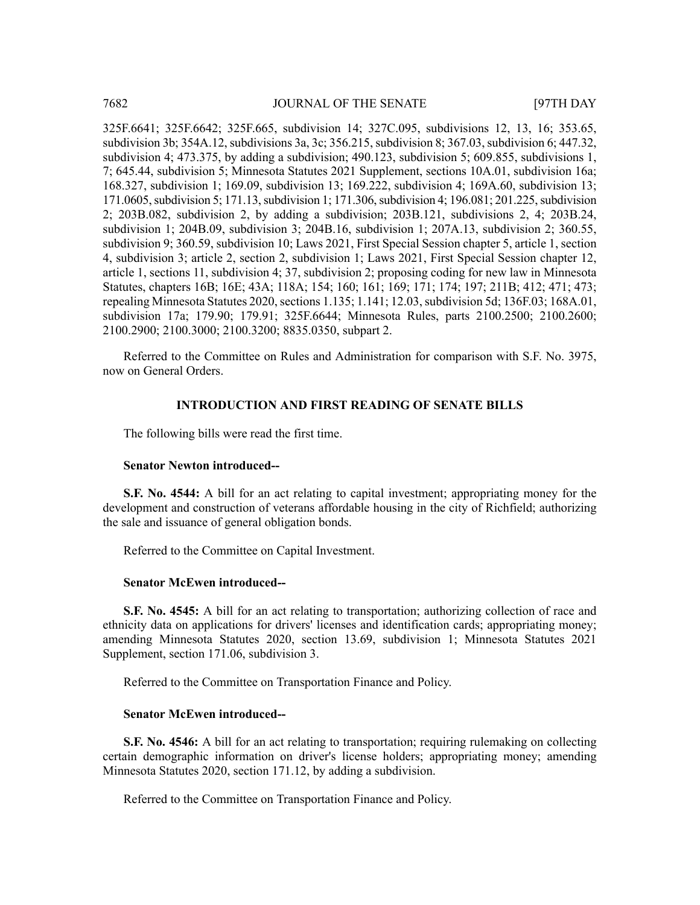325F.6641; 325F.6642; 325F.665, subdivision 14; 327C.095, subdivisions 12, 13, 16; 353.65, subdivision 3b; 354A.12, subdivisions 3a, 3c; 356.215, subdivision 8; 367.03, subdivision 6; 447.32, subdivision 4; 473.375, by adding a subdivision; 490.123, subdivision 5; 609.855, subdivisions 1, 7; 645.44, subdivision 5; Minnesota Statutes 2021 Supplement, sections 10A.01, subdivision 16a; 168.327, subdivision 1; 169.09, subdivision 13; 169.222, subdivision 4; 169A.60, subdivision 13; 171.0605, subdivision 5; 171.13, subdivision 1; 171.306, subdivision 4; 196.081; 201.225, subdivision 2; 203B.082, subdivision 2, by adding a subdivision; 203B.121, subdivisions 2, 4; 203B.24, subdivision 1; 204B.09, subdivision 3; 204B.16, subdivision 1; 207A.13, subdivision 2; 360.55, subdivision 9; 360.59, subdivision 10; Laws 2021, First Special Session chapter 5, article 1, section 4, subdivision 3; article 2, section 2, subdivision 1; Laws 2021, First Special Session chapter 12, article 1, sections 11, subdivision 4; 37, subdivision 2; proposing coding for new law in Minnesota Statutes, chapters 16B; 16E; 43A; 118A; 154; 160; 161; 169; 171; 174; 197; 211B; 412; 471; 473; repealing Minnesota Statutes 2020, sections 1.135; 1.141; 12.03, subdivision 5d; 136F.03; 168A.01, subdivision 17a; 179.90; 179.91; 325F.6644; Minnesota Rules, parts 2100.2500; 2100.2600; 2100.2900; 2100.3000; 2100.3200; 8835.0350, subpart 2.

Referred to the Committee on Rules and Administration for comparison with S.F. No. 3975, now on General Orders.

## INTRODUCTION AND FIRST READING OF SENATE BILLS

The following bills were read the first time.

**Senator Newton introduced--**

**S.F. No. 4544:** A bill for an act relating to capital investment; appropriating money for the development and construction of veterans affordable housing in the city of Richfield; authorizing the sale and issuance of general obligation bonds.

Referred to the Committee on Capital Investment.

**Senator McEwen introduced--**

**S.F. No. 4545:** A bill for an act relating to transportation; authorizing collection of race and ethnicity data on applications for drivers' licenses and identification cards; appropriating money; amending Minnesota Statutes 2020, section 13.69, subdivision 1; Minnesota Statutes 2021 Supplement, section 171.06, subdivision 3.

Referred to the Committee on Transportation Finance and Policy.

**Senator McEwen introduced--**

**S.F. No. 4546:** A bill for an act relating to transportation; requiring rulemaking on collecting certain demographic information on driver's license holders; appropriating money; amending Minnesota Statutes 2020, section 171.12, by adding a subdivision.

Referred to the Committee on Transportation Finance and Policy.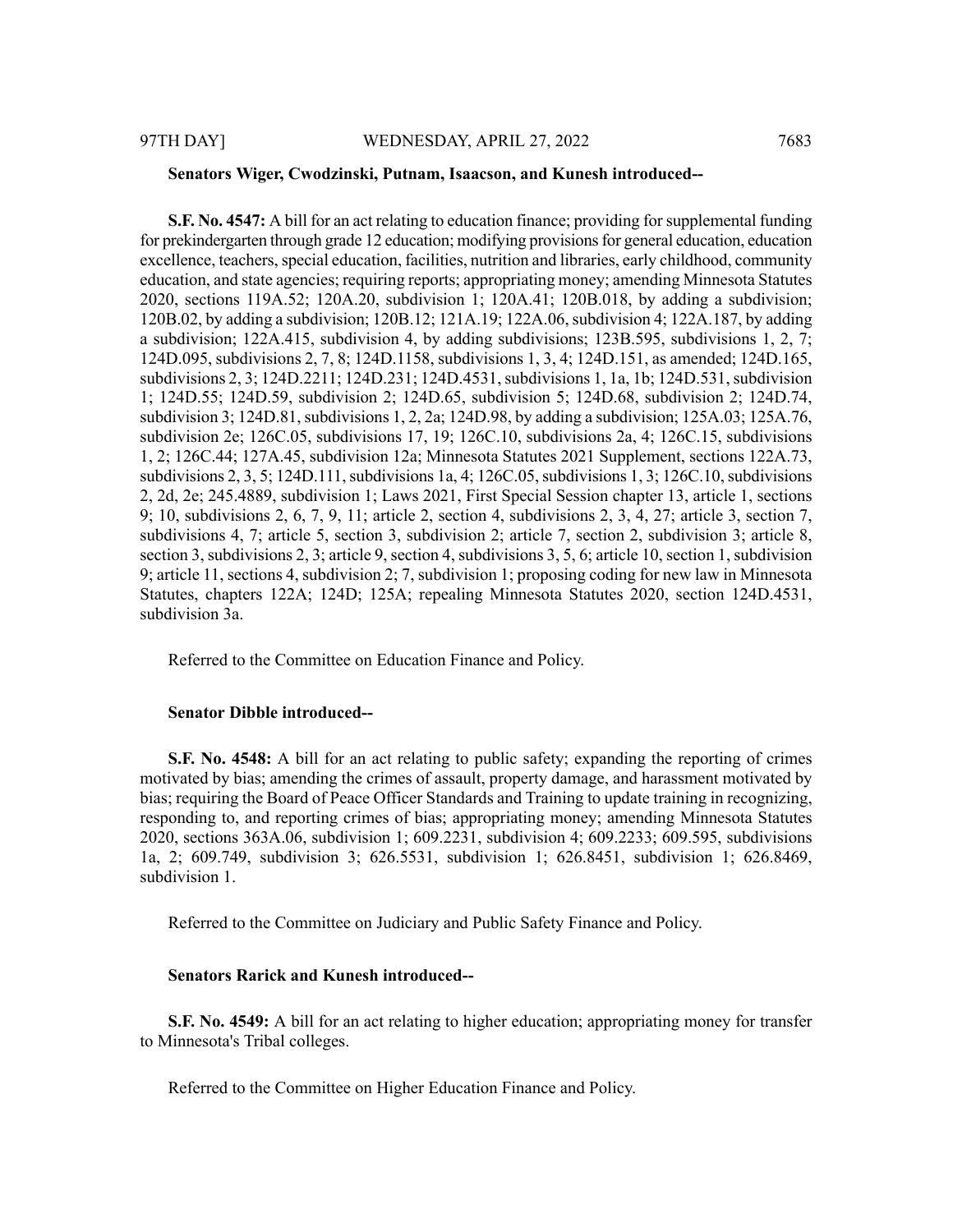**Senators Wiger, Cwodzinski, Putnam, Isaacson, and Kunesh introduced--**

**S.F. No. 4547:** A bill for an act relating to education finance; providing for supplemental funding for prekindergarten through grade 12 education; modifying provisions for general education, education excellence, teachers, special education, facilities, nutrition and libraries, early childhood, community education, and state agencies; requiring reports; appropriating money; amending Minnesota Statutes 2020, sections 119A.52; 120A.20, subdivision 1; 120A.41; 120B.018, by adding a subdivision; 120B.02, by adding a subdivision; 120B.12; 121A.19; 122A.06, subdivision 4; 122A.187, by adding a subdivision; 122A.415, subdivision 4, by adding subdivisions; 123B.595, subdivisions 1, 2, 7; 124D.095, subdivisions 2, 7, 8; 124D.1158, subdivisions 1, 3, 4; 124D.151, as amended; 124D.165, subdivisions 2, 3; 124D.2211; 124D.231; 124D.4531, subdivisions 1, 1a, 1b; 124D.531, subdivision 1; 124D.55; 124D.59, subdivision 2; 124D.65, subdivision 5; 124D.68, subdivision 2; 124D.74, subdivision 3; 124D.81, subdivisions 1, 2, 2a; 124D.98, by adding a subdivision; 125A.03; 125A.76, subdivision 2e; 126C.05, subdivisions 17, 19; 126C.10, subdivisions 2a, 4; 126C.15, subdivisions 1, 2; 126C.44; 127A.45, subdivision 12a; Minnesota Statutes 2021 Supplement, sections 122A.73, subdivisions 2, 3, 5; 124D.111, subdivisions 1a, 4; 126C.05, subdivisions 1, 3; 126C.10, subdivisions 2, 2d, 2e; 245.4889, subdivision 1; Laws 2021, First Special Session chapter 13, article 1, sections 9; 10, subdivisions 2, 6, 7, 9, 11; article 2, section 4, subdivisions 2, 3, 4, 27; article 3, section 7, subdivisions 4, 7; article 5, section 3, subdivision 2; article 7, section 2, subdivision 3; article 8, section 3, subdivisions 2, 3; article 9, section 4, subdivisions 3, 5, 6; article 10, section 1, subdivision 9; article 11, sections 4, subdivision 2; 7, subdivision 1; proposing coding for new law in Minnesota Statutes, chapters 122A; 124D; 125A; repealing Minnesota Statutes 2020, section 124D.4531, subdivision 3a.

Referred to the Committee on Education Finance and Policy.

**Senator Dibble introduced--**

**S.F. No. 4548:** A bill for an act relating to public safety; expanding the reporting of crimes motivated by bias; amending the crimes of assault, property damage, and harassment motivated by bias; requiring the Board of Peace Officer Standards and Training to update training in recognizing, responding to, and reporting crimes of bias; appropriating money; amending Minnesota Statutes 2020, sections 363A.06, subdivision 1; 609.2231, subdivision 4; 609.2233; 609.595, subdivisions 1a, 2; 609.749, subdivision 3; 626.5531, subdivision 1; 626.8451, subdivision 1; 626.8469, subdivision 1.

Referred to the Committee on Judiciary and Public Safety Finance and Policy.

**Senators Rarick and Kunesh introduced--**

**S.F. No. 4549:** A bill for an act relating to higher education; appropriating money for transfer to Minnesota's Tribal colleges.

Referred to the Committee on Higher Education Finance and Policy.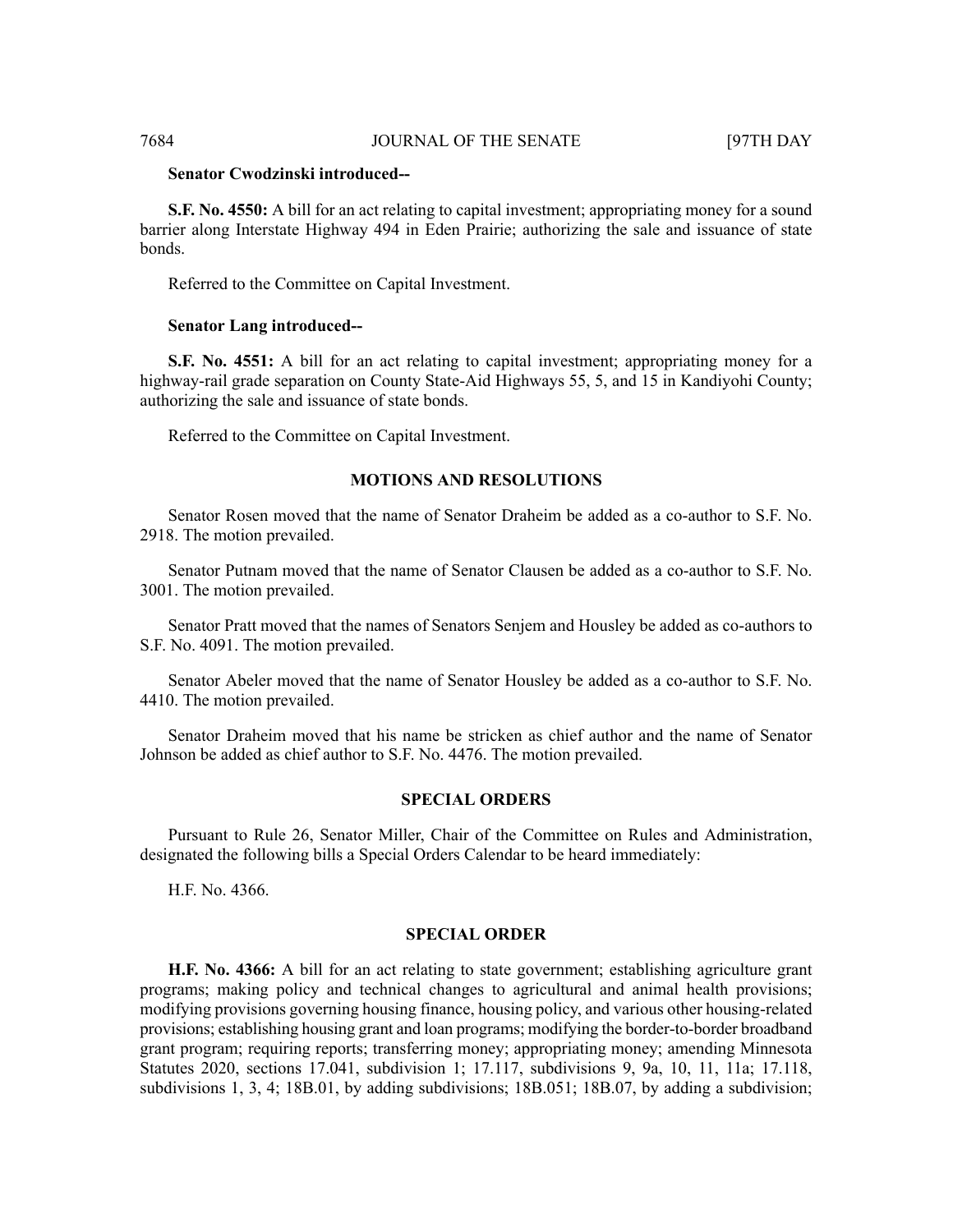**Senator Cwodzinski introduced--**

**S.F. No. 4550:** A bill for an act relating to capital investment; appropriating money for a sound barrier along Interstate Highway 494 in Eden Prairie; authorizing the sale and issuance of state bonds.

Referred to the Committee on Capital Investment.

**Senator Lang introduced--**

**S.F. No. 4551:** A bill for an act relating to capital investment; appropriating money for a highway-rail grade separation on County State-Aid Highways 55, 5, and 15 in Kandiyohi County; authorizing the sale and issuance of state bonds.

Referred to the Committee on Capital Investment.

## MOTIONS AND RESOLUTIONS

Senator Rosen moved that the name of Senator Draheim be added as a co-author to S.F. No. 2918. The motion prevailed.

Senator Putnam moved that the name of Senator Clausen be added as a co-author to S.F. No. 3001. The motion prevailed.

Senator Pratt moved that the names of Senators Senjem and Housley be added as co-authors to S.F. No. 4091. The motion prevailed.

Senator Abeler moved that the name of Senator Housley be added as a co-author to S.F. No. 4410. The motion prevailed.

Senator Draheim moved that his name be stricken as chief author and the name of Senator Johnson be added as chief author to S.F. No. 4476. The motion prevailed.

## SPECIAL ORDERS

Pursuant to Rule 26, Senator Miller, Chair of the Committee on Rules and Administration, designated the following bills a Special Orders Calendar to be heard immediately:

H.F. No. 4366.

## SPECIAL ORDER

**H.F. No. 4366:** A bill for an act relating to state government; establishing agriculture grant programs; making policy and technical changes to agricultural and animal health provisions; modifying provisions governing housing finance, housing policy, and various other housing-related provisions; establishing housing grant and loan programs; modifying the border-to-border broadband grant program; requiring reports; transferring money; appropriating money; amending Minnesota Statutes 2020, sections 17.041, subdivision 1; 17.117, subdivisions 9, 9a, 10, 11, 11a; 17.118, subdivisions 1, 3, 4; 18B.01, by adding subdivisions; 18B.051; 18B.07, by adding a subdivision;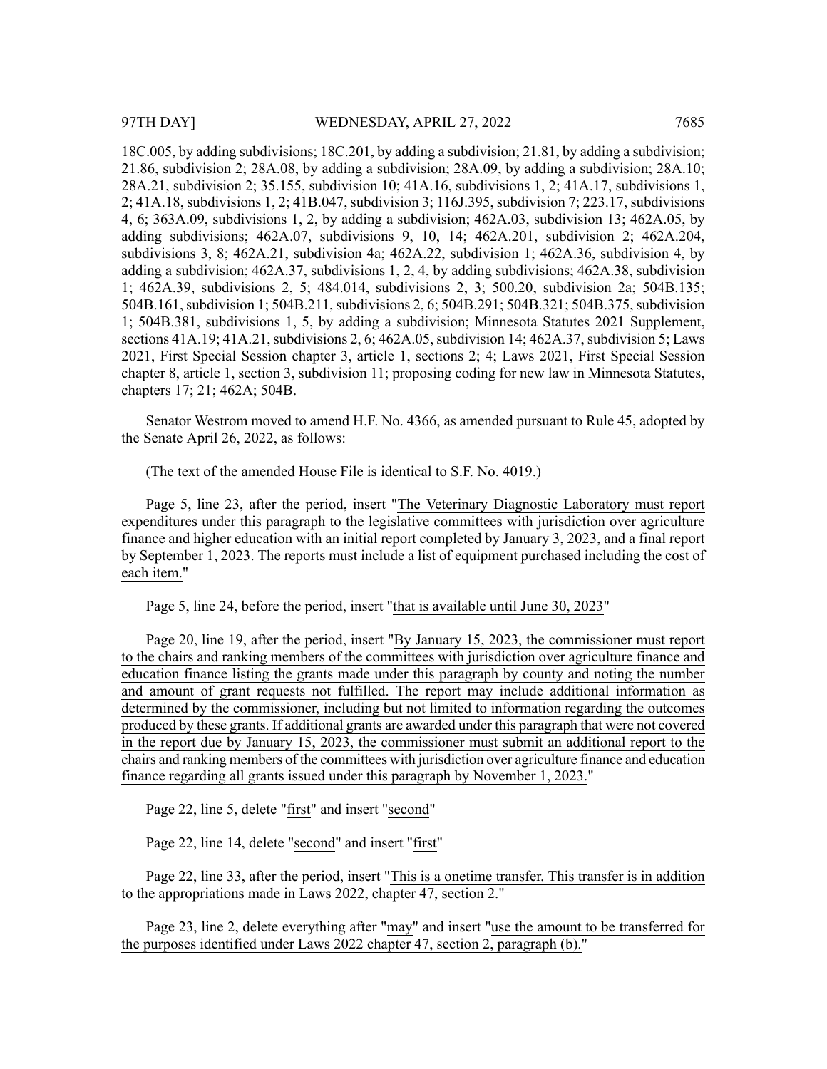18C.005, by adding subdivisions; 18C.201, by adding a subdivision; 21.81, by adding a subdivision; 21.86, subdivision 2; 28A.08, by adding a subdivision; 28A.09, by adding a subdivision; 28A.10; 28A.21, subdivision 2; 35.155, subdivision 10; 41A.16, subdivisions 1, 2; 41A.17, subdivisions 1, 2; 41A.18, subdivisions 1, 2; 41B.047, subdivision 3; 116J.395, subdivision 7; 223.17, subdivisions 4, 6; 363A.09, subdivisions 1, 2, by adding a subdivision; 462A.03, subdivision 13; 462A.05, by adding subdivisions; 462A.07, subdivisions 9, 10, 14; 462A.201, subdivision 2; 462A.204, subdivisions 3, 8; 462A.21, subdivision 4a; 462A.22, subdivision 1; 462A.36, subdivision 4, by adding a subdivision; 462A.37, subdivisions 1, 2, 4, by adding subdivisions; 462A.38, subdivision 1; 462A.39, subdivisions 2, 5; 484.014, subdivisions 2, 3; 500.20, subdivision 2a; 504B.135; 504B.161, subdivision 1; 504B.211, subdivisions 2, 6; 504B.291; 504B.321; 504B.375, subdivision 1; 504B.381, subdivisions 1, 5, by adding a subdivision; Minnesota Statutes 2021 Supplement, sections 41A.19; 41A.21, subdivisions 2, 6; 462A.05, subdivision 14; 462A.37, subdivision 5; Laws 2021, First Special Session chapter 3, article 1, sections 2; 4; Laws 2021, First Special Session chapter 8, article 1, section 3, subdivision 11; proposing coding for new law in Minnesota Statutes, chapters 17; 21; 462A; 504B.

Senator Westrom moved to amend H.F. No. 4366, as amended pursuant to Rule 45, adopted by the Senate April 26, 2022, as follows:

(The text of the amended House File is identical to S.F. No. 4019.)

Page 5, line 23, after the period, insert "The Veterinary Diagnostic Laboratory must report expenditures under this paragraph to the legislative committees with jurisdiction over agriculture finance and higher education with an initial report completed by January 3, 2023, and a final report by September 1, 2023. The reports must include a list of equipment purchased including the cost of each item."

Page 5, line 24, before the period, insert "that is available until June 30, 2023"

Page 20, line 19, after the period, insert "By January 15, 2023, the commissioner must report to the chairs and ranking members of the committees with jurisdiction over agriculture finance and education finance listing the grants made under this paragraph by county and noting the number and amount of grant requests not fulfilled. The report may include additional information as determined by the commissioner, including but not limited to information regarding the outcomes produced by these grants. If additional grants are awarded under this paragraph that were not covered in the report due by January 15, 2023, the commissioner must submit an additional report to the chairs and ranking members of the committees with jurisdiction over agriculture finance and education finance regarding all grants issued under this paragraph by November 1, 2023."

Page 22, line 5, delete "first" and insert "second"

Page 22, line 14, delete "second" and insert "first"

Page 22, line 33, after the period, insert "This is a onetime transfer. This transfer is in addition to the appropriations made in Laws 2022, chapter 47, section 2."

Page 23, line 2, delete everything after "may" and insert "use the amount to be transferred for the purposes identified under Laws 2022 chapter 47, section 2, paragraph (b)."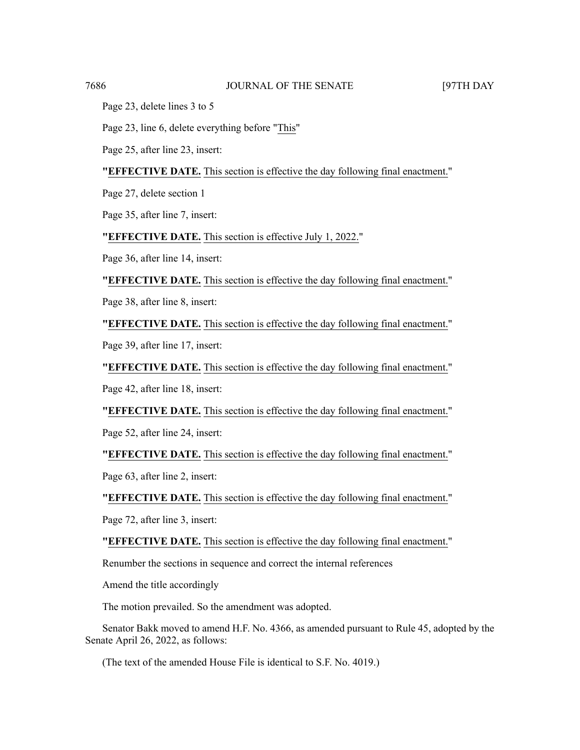Page 23, delete lines 3 to 5

Page 23, line 6, delete everything before "This"

Page 25, after line 23, insert:

"**EFFECTIVE DATE.** This section is effective the day following final enactment."

Page 27, delete section 1

Page 35, after line 7, insert:

"**EFFECTIVE DATE.** This section is effective July 1, 2022."

Page 36, after line 14, insert:

"**EFFECTIVE DATE.** This section is effective the day following final enactment."

Page 38, after line 8, insert:

"**EFFECTIVE DATE.** This section is effective the day following final enactment."

Page 39, after line 17, insert:

"**EFFECTIVE DATE.** This section is effective the day following final enactment."

Page 42, after line 18, insert:

"**EFFECTIVE DATE.** This section is effective the day following final enactment."

Page 52, after line 24, insert:

"**EFFECTIVE DATE.** This section is effective the day following final enactment."

Page 63, after line 2, insert:

"**EFFECTIVE DATE.** This section is effective the day following final enactment."

Page 72, after line 3, insert:

"**EFFECTIVE DATE.** This section is effective the day following final enactment."

Renumber the sections in sequence and correct the internal references

Amend the title accordingly

The motion prevailed. So the amendment was adopted.

Senator Bakk moved to amend H.F. No. 4366, as amended pursuant to Rule 45, adopted by the Senate April 26, 2022, as follows:

(The text of the amended House File is identical to S.F. No. 4019.)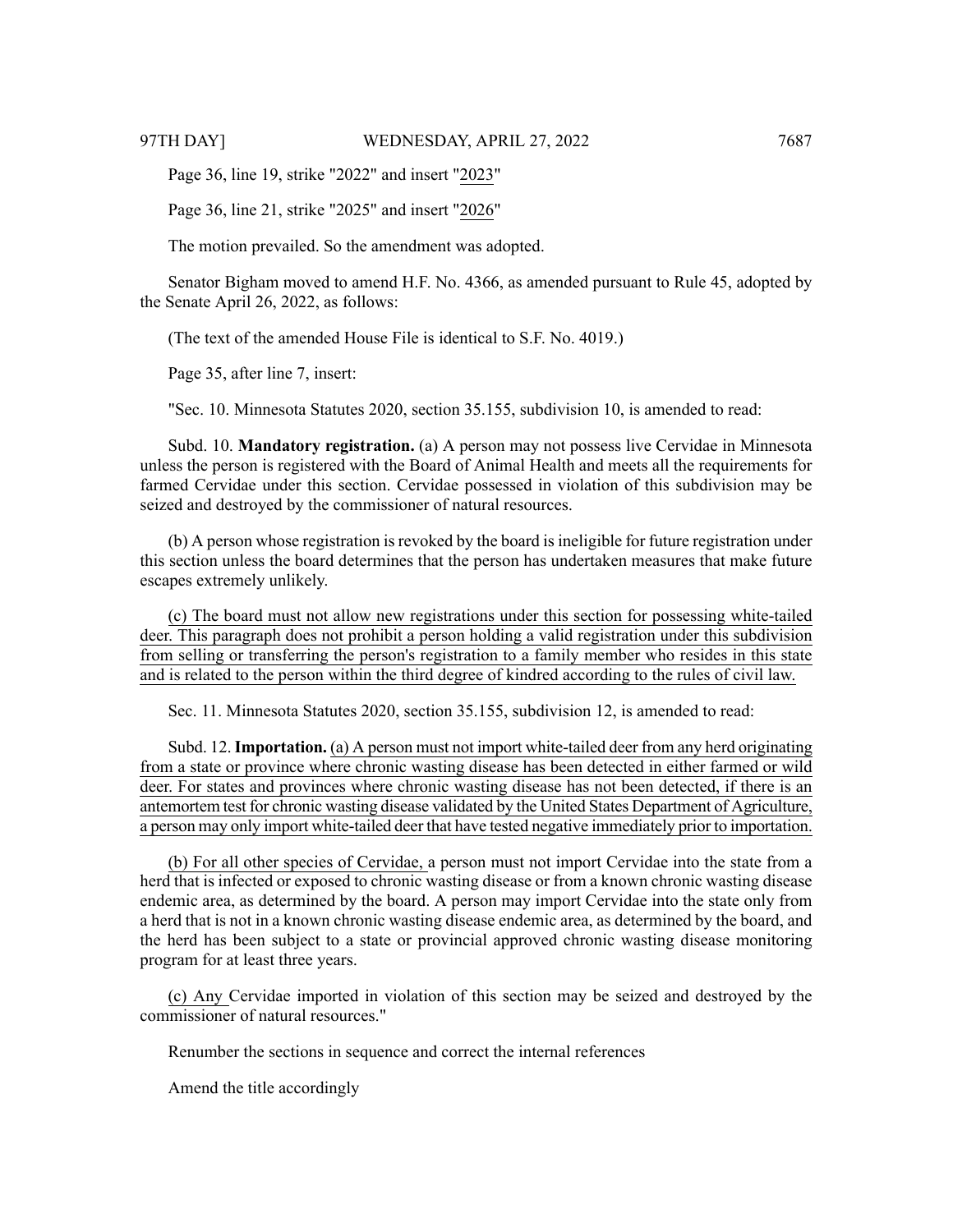Page 36, line 19, strike "2022" and insert "2023"

Page 36, line 21, strike "2025" and insert "2026"

The motion prevailed. So the amendment was adopted.

Senator Bigham moved to amend H.F. No. 4366, as amended pursuant to Rule 45, adopted by the Senate April 26, 2022, as follows:

(The text of the amended House File is identical to S.F. No. 4019.)

Page 35, after line 7, insert:

"Sec. 10. Minnesota Statutes 2020, section 35.155, subdivision 10, is amended to read:

Subd. 10. **Mandatory registration.** (a) A person may not possess live Cervidae in Minnesota unless the person is registered with the Board of Animal Health and meets all the requirements for farmed Cervidae under this section. Cervidae possessed in violation of this subdivision may be seized and destroyed by the commissioner of natural resources.

(b) A person whose registration is revoked by the board is ineligible for future registration under this section unless the board determines that the person has undertaken measures that make future escapes extremely unlikely.

(c) The board must not allow new registrations under this section for possessing white-tailed deer. This paragraph does not prohibit a person holding a valid registration under this subdivision from selling or transferring the person's registration to a family member who resides in this state and is related to the person within the third degree of kindred according to the rules of civil law.

Sec. 11. Minnesota Statutes 2020, section 35.155, subdivision 12, is amended to read:

Subd. 12. **Importation.** (a) A person must not import white-tailed deer from any herd originating from a state or province where chronic wasting disease has been detected in either farmed or wild deer. For states and provinces where chronic wasting disease has not been detected, if there is an antemortem test for chronic wasting disease validated by the United States Department of Agriculture, a person may only import white-tailed deer that have tested negative immediately prior to importation.

(b) For all other species of Cervidae, a person must not import Cervidae into the state from a herd that is infected or exposed to chronic wasting disease or from a known chronic wasting disease endemic area, as determined by the board. A person may import Cervidae into the state only from a herd that is not in a known chronic wasting disease endemic area, as determined by the board, and the herd has been subject to a state or provincial approved chronic wasting disease monitoring program for at least three years.

(c) Any Cervidae imported in violation of this section may be seized and destroyed by the commissioner of natural resources."

Renumber the sections in sequence and correct the internal references

Amend the title accordingly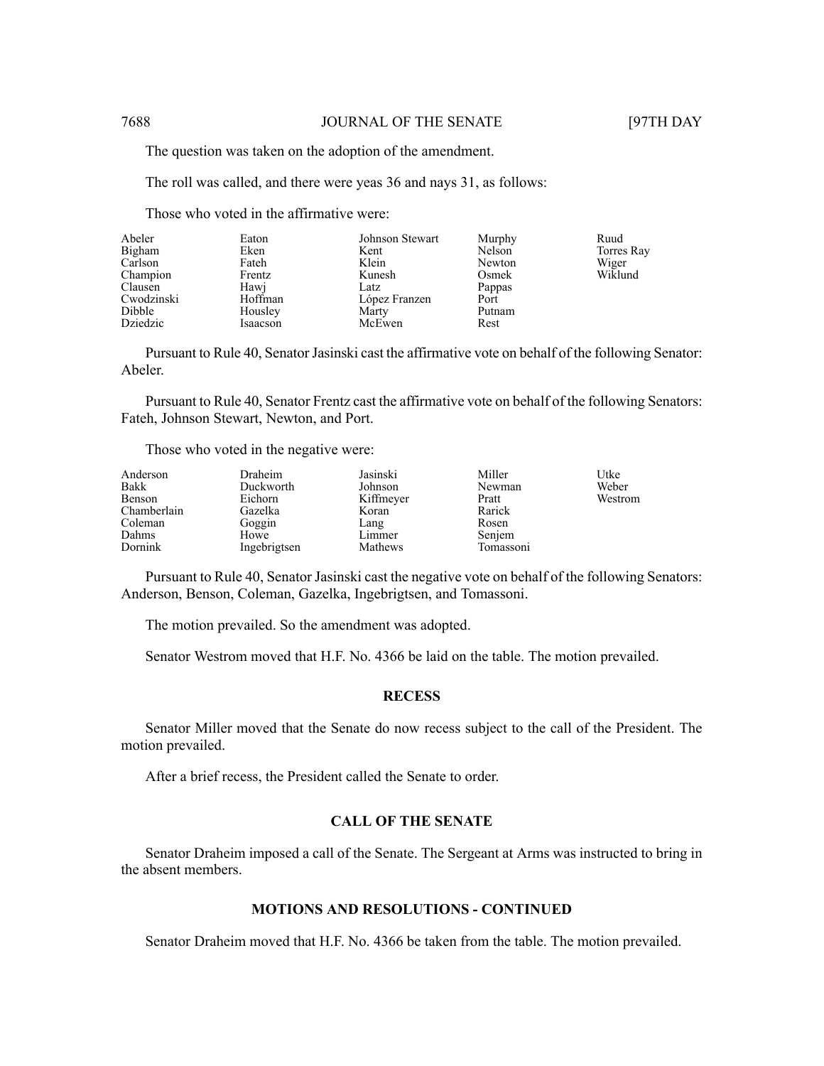The question was taken on the adoption of the amendment.

The roll was called, and there were yeas 36 and nays 31, as follows:

Those who voted in the affirmative were:

| | | | | |
|---|---|---|---|---|
| Abeler | Eaton | Johnson Stewart | Murphy | Ruud |
| Bigham | Eken | Kent | Nelson | Torres Ray |
| Carlson | Fateh | Klein | Newton | Wiger |
| Champion | Frentz | Kunesh | Osmek | Wiklund |
| Clausen | Hawj | Latz | Pappas | |
| Cwodzinski | Hoffman | López Franzen | Port | |
| Dibble | Housley | Marty | Putnam | |
| Dziedzic | Isaacson | McEwen | Rest | |

Pursuant to Rule 40, Senator Jasinski cast the affirmative vote on behalf of the following Senator: Abeler.

Pursuant to Rule 40, Senator Frentz cast the affirmative vote on behalf of the following Senators: Fateh, Johnson Stewart, Newton, and Port.

Those who voted in the negative were:

| | | | | |
|---|---|---|---|---|
| Anderson | Draheim | Jasinski | Miller | Utke |
| Bakk | Duckworth | Johnson | Newman | Weber |
| Benson | Eichorn | Kiffmeyer | Pratt | Westrom |
| Chamberlain | Gazelka | Koran | Rarick | |
| Coleman | Goggin | Lang | Rosen | |
| Dahms | Howe | Limmer | Senjem | |
| Dornink | Ingebrigtsen | Mathews | Tomassoni | |

Pursuant to Rule 40, Senator Jasinski cast the negative vote on behalf of the following Senators: Anderson, Benson, Coleman, Gazelka, Ingebrigtsen, and Tomassoni.

The motion prevailed. So the amendment was adopted.

Senator Westrom moved that H.F. No. 4366 be laid on the table. The motion prevailed.

## RECESS

Senator Miller moved that the Senate do now recess subject to the call of the President. The motion prevailed.

After a brief recess, the President called the Senate to order.

## CALL OF THE SENATE

Senator Draheim imposed a call of the Senate. The Sergeant at Arms was instructed to bring in the absent members.

## MOTIONS AND RESOLUTIONS - CONTINUED

Senator Draheim moved that H.F. No. 4366 be taken from the table. The motion prevailed.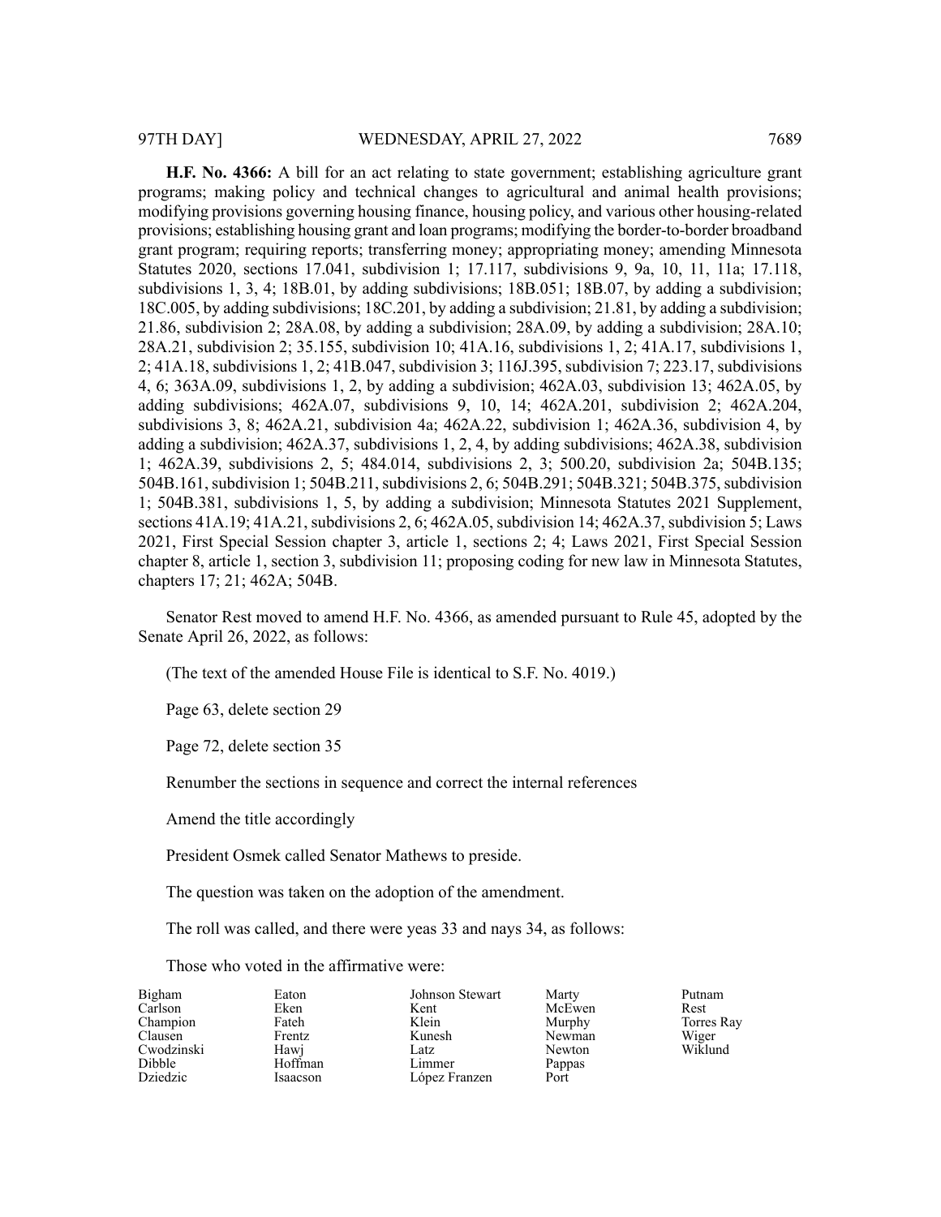**H.F. No. 4366:** A bill for an act relating to state government; establishing agriculture grant programs; making policy and technical changes to agricultural and animal health provisions; modifying provisions governing housing finance, housing policy, and various other housing-related provisions; establishing housing grant and loan programs; modifying the border-to-border broadband grant program; requiring reports; transferring money; appropriating money; amending Minnesota Statutes 2020, sections 17.041, subdivision 1; 17.117, subdivisions 9, 9a, 10, 11, 11a; 17.118, subdivisions 1, 3, 4; 18B.01, by adding subdivisions; 18B.051; 18B.07, by adding a subdivision; 18C.005, by adding subdivisions; 18C.201, by adding a subdivision; 21.81, by adding a subdivision; 21.86, subdivision 2; 28A.08, by adding a subdivision; 28A.09, by adding a subdivision; 28A.10; 28A.21, subdivision 2; 35.155, subdivision 10; 41A.16, subdivisions 1, 2; 41A.17, subdivisions 1, 2; 41A.18, subdivisions 1, 2; 41B.047, subdivision 3; 116J.395, subdivision 7; 223.17, subdivisions 4, 6; 363A.09, subdivisions 1, 2, by adding a subdivision; 462A.03, subdivision 13; 462A.05, by adding subdivisions; 462A.07, subdivisions 9, 10, 14; 462A.201, subdivision 2; 462A.204, subdivisions 3, 8; 462A.21, subdivision 4a; 462A.22, subdivision 1; 462A.36, subdivision 4, by adding a subdivision; 462A.37, subdivisions 1, 2, 4, by adding subdivisions; 462A.38, subdivision 1; 462A.39, subdivisions 2, 5; 484.014, subdivisions 2, 3; 500.20, subdivision 2a; 504B.135; 504B.161, subdivision 1; 504B.211, subdivisions 2, 6; 504B.291; 504B.321; 504B.375, subdivision 1; 504B.381, subdivisions 1, 5, by adding a subdivision; Minnesota Statutes 2021 Supplement, sections 41A.19; 41A.21, subdivisions 2, 6; 462A.05, subdivision 14; 462A.37, subdivision 5; Laws 2021, First Special Session chapter 3, article 1, sections 2; 4; Laws 2021, First Special Session chapter 8, article 1, section 3, subdivision 11; proposing coding for new law in Minnesota Statutes, chapters 17; 21; 462A; 504B.

Senator Rest moved to amend H.F. No. 4366, as amended pursuant to Rule 45, adopted by the Senate April 26, 2022, as follows:

(The text of the amended House File is identical to S.F. No. 4019.)

Page 63, delete section 29

Page 72, delete section 35

Renumber the sections in sequence and correct the internal references

Amend the title accordingly

President Osmek called Senator Mathews to preside.

The question was taken on the adoption of the amendment.

The roll was called, and there were yeas 33 and nays 34, as follows:

Those who voted in the affirmative were:

| | | | | |
|---|---|---|---|---|
| Bigham | Eaton | Johnson Stewart | Marty | Putnam |
| Carlson | Eken | Kent | McEwen | Rest |
| Champion | Fateh | Klein | Murphy | Torres Ray |
| Clausen | Frentz | Kunesh | Newman | Wiger |
| Cwodzinski | Hawj | Latz | Newton | Wiklund |
| Dibble | Hoffman | Limmer | Pappas | |
| Dziedzic | Isaacson | López Franzen | Port | |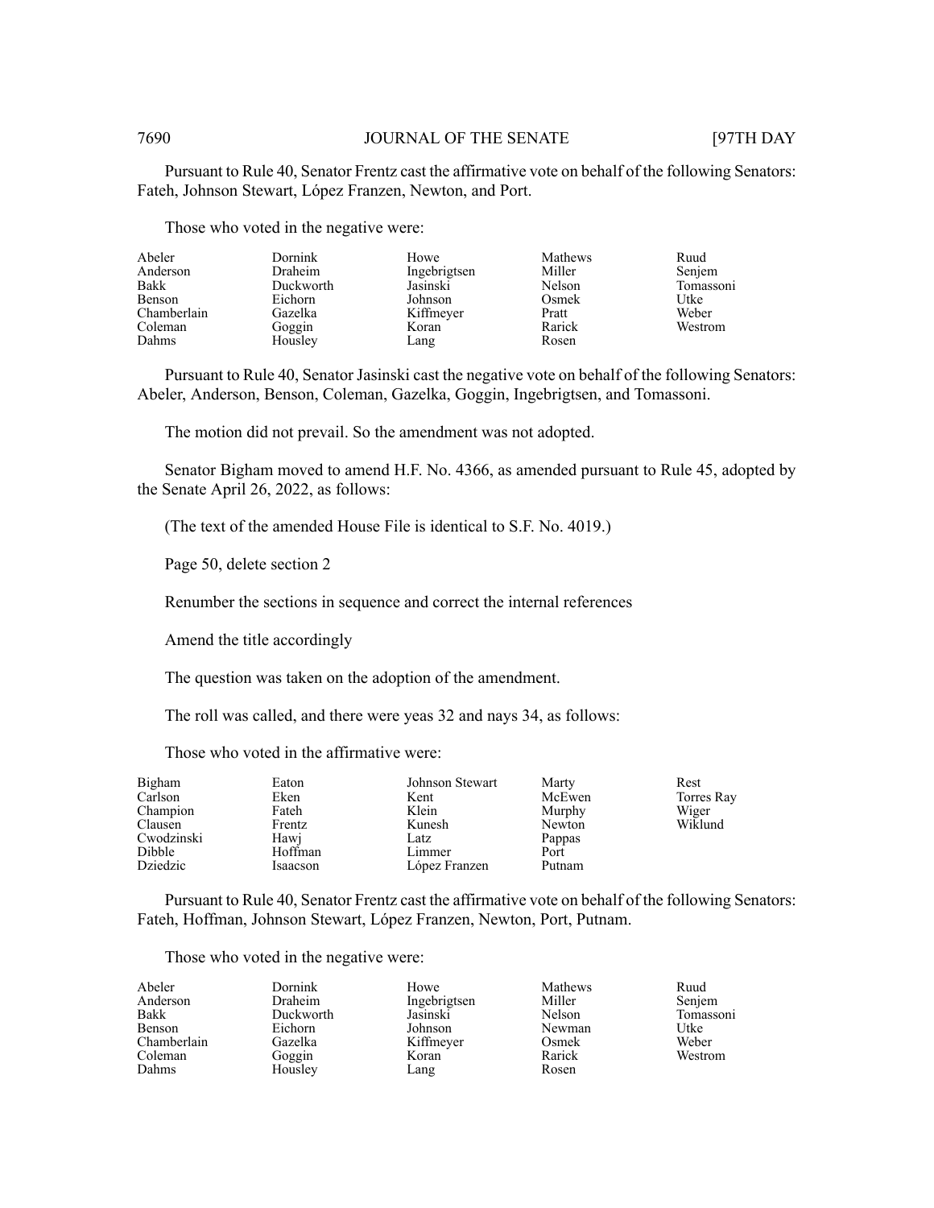Pursuant to Rule 40, Senator Frentz cast the affirmative vote on behalf of the following Senators: Fateh, Johnson Stewart, López Franzen, Newton, and Port.

Those who voted in the negative were:

| | | | | |
|---|---|---|---|---|
| Abeler | Dornink | Howe | Mathews | Ruud |
| Anderson | Draheim | Ingebrigtsen | Miller | Senjem |
| Bakk | Duckworth | Jasinski | Nelson | Tomassoni |
| Benson | Eichorn | Johnson | Osmek | Utke |
| Chamberlain | Gazelka | Kiffmeyer | Pratt | Weber |
| Coleman | Goggin | Koran | Rarick | Westrom |
| Dahms | Housley | Lang | Rosen | |

Pursuant to Rule 40, Senator Jasinski cast the negative vote on behalf of the following Senators: Abeler, Anderson, Benson, Coleman, Gazelka, Goggin, Ingebrigtsen, and Tomassoni.

The motion did not prevail. So the amendment was not adopted.

Senator Bigham moved to amend H.F. No. 4366, as amended pursuant to Rule 45, adopted by the Senate April 26, 2022, as follows:

(The text of the amended House File is identical to S.F. No. 4019.)

Page 50, delete section 2

Renumber the sections in sequence and correct the internal references

Amend the title accordingly

The question was taken on the adoption of the amendment.

The roll was called, and there were yeas 32 and nays 34, as follows:

Those who voted in the affirmative were:

| | | | | |
|---|---|---|---|---|
| Bigham | Eaton | Johnson Stewart | Marty | Rest |
| Carlson | Eken | Kent | McEwen | Torres Ray |
| Champion | Fateh | Klein | Murphy | Wiger |
| Clausen | Frentz | Kunesh | Newton | Wiklund |
| Cwodzinski | Hawj | Latz | Pappas | |
| Dibble | Hoffman | Limmer | Port | |
| Dziedzic | Isaacson | López Franzen | Putnam | |

Pursuant to Rule 40, Senator Frentz cast the affirmative vote on behalf of the following Senators: Fateh, Hoffman, Johnson Stewart, López Franzen, Newton, Port, Putnam.

Those who voted in the negative were:

| | | | | |
|---|---|---|---|---|
| Abeler | Dornink | Howe | Mathews | Ruud |
| Anderson | Draheim | Ingebrigtsen | Miller | Senjem |
| Bakk | Duckworth | Jasinski | Nelson | Tomassoni |
| Benson | Eichorn | Johnson | Newman | Utke |
| Chamberlain | Gazelka | Kiffmeyer | Osmek | Weber |
| Coleman | Goggin | Koran | Rarick | Westrom |
| Dahms | Housley | Lang | Rosen | |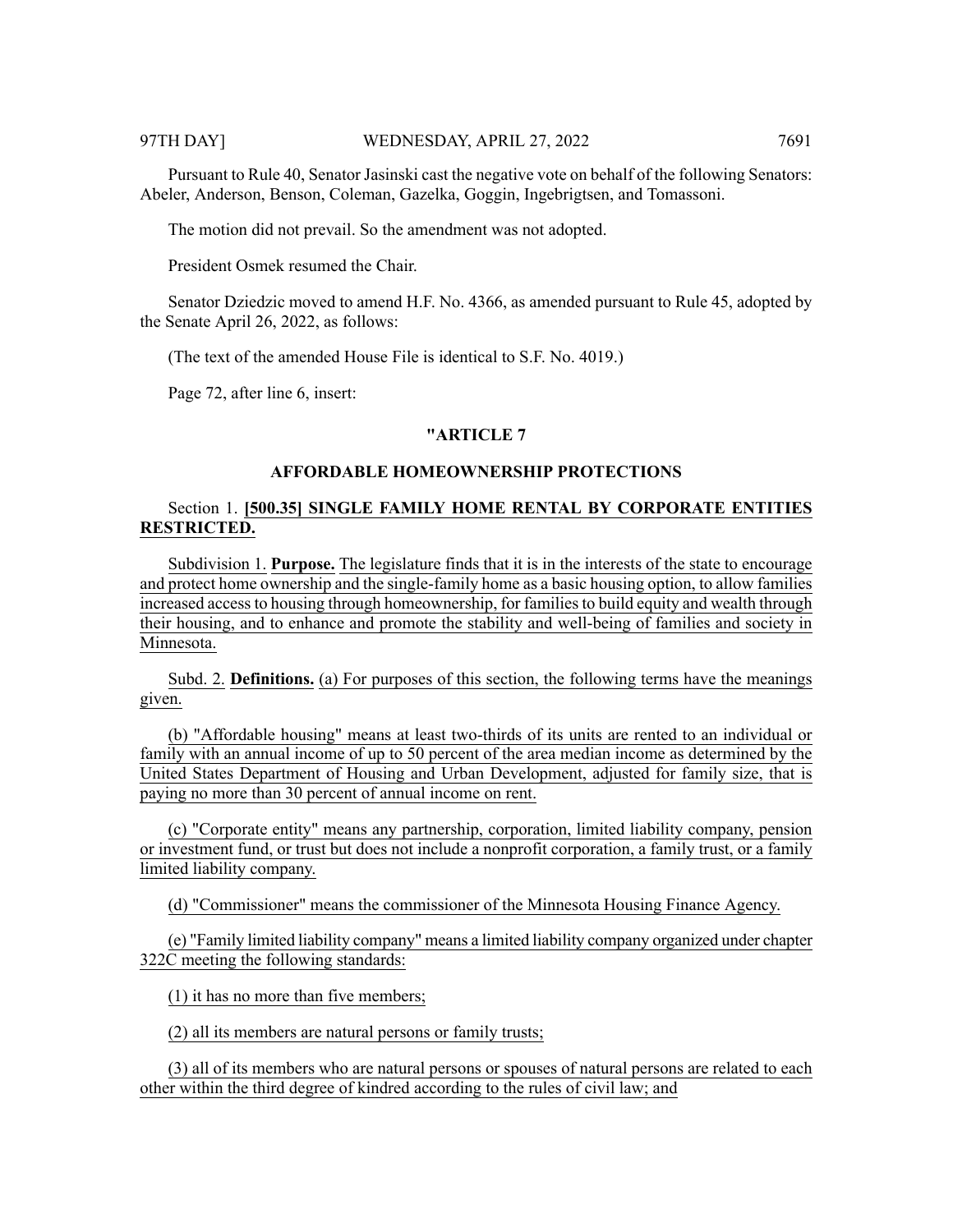Pursuant to Rule 40, Senator Jasinski cast the negative vote on behalf of the following Senators: Abeler, Anderson, Benson, Coleman, Gazelka, Goggin, Ingebrigtsen, and Tomassoni.

The motion did not prevail. So the amendment was not adopted.

President Osmek resumed the Chair.

Senator Dziedzic moved to amend H.F. No. 4366, as amended pursuant to Rule 45, adopted by the Senate April 26, 2022, as follows:

(The text of the amended House File is identical to S.F. No. 4019.)

Page 72, after line 6, insert:

**"ARTICLE 7**

**AFFORDABLE HOMEOWNERSHIP PROTECTIONS**

Section 1. **[500.35] SINGLE FAMILY HOME RENTAL BY CORPORATE ENTITIES RESTRICTED.**

Subdivision 1. **Purpose.** The legislature finds that it is in the interests of the state to encourage and protect home ownership and the single-family home as a basic housing option, to allow families increased access to housing through homeownership, for families to build equity and wealth through their housing, and to enhance and promote the stability and well-being of families and society in Minnesota.

Subd. 2. **Definitions.** (a) For purposes of this section, the following terms have the meanings given.

(b) "Affordable housing" means at least two-thirds of its units are rented to an individual or family with an annual income of up to 50 percent of the area median income as determined by the United States Department of Housing and Urban Development, adjusted for family size, that is paying no more than 30 percent of annual income on rent.

(c) "Corporate entity" means any partnership, corporation, limited liability company, pension or investment fund, or trust but does not include a nonprofit corporation, a family trust, or a family limited liability company.

(d) "Commissioner" means the commissioner of the Minnesota Housing Finance Agency.

(e) "Family limited liability company" means a limited liability company organized under chapter 322C meeting the following standards:

(1) it has no more than five members;

(2) all its members are natural persons or family trusts;

(3) all of its members who are natural persons or spouses of natural persons are related to each other within the third degree of kindred according to the rules of civil law; and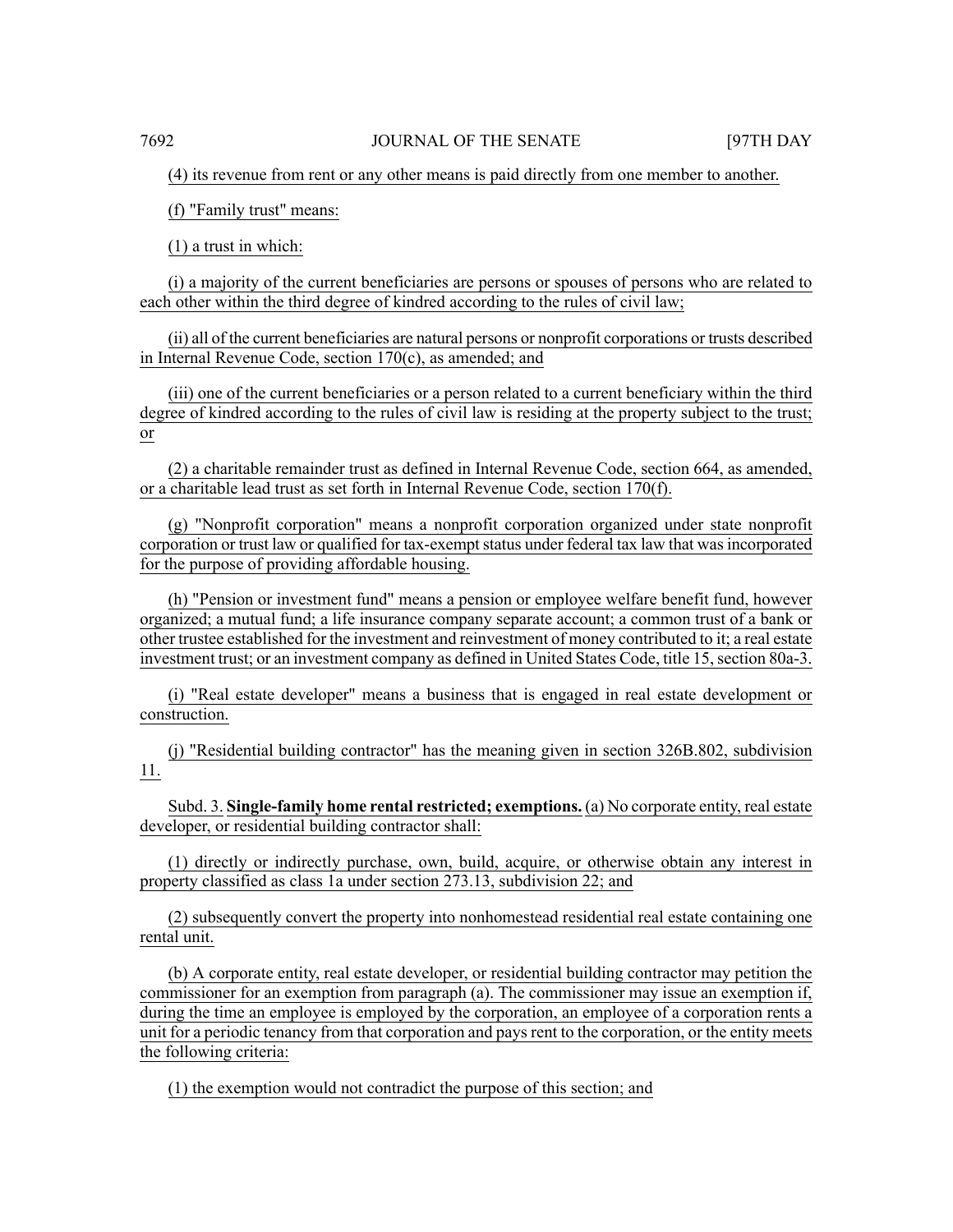(4) its revenue from rent or any other means is paid directly from one member to another.

(f) "Family trust" means:

(1) a trust in which:

(i) a majority of the current beneficiaries are persons or spouses of persons who are related to each other within the third degree of kindred according to the rules of civil law;

(ii) all of the current beneficiaries are natural persons or nonprofit corporations or trusts described in Internal Revenue Code, section 170(c), as amended; and

(iii) one of the current beneficiaries or a person related to a current beneficiary within the third degree of kindred according to the rules of civil law is residing at the property subject to the trust; or

(2) a charitable remainder trust as defined in Internal Revenue Code, section 664, as amended, or a charitable lead trust as set forth in Internal Revenue Code, section 170(f).

(g) "Nonprofit corporation" means a nonprofit corporation organized under state nonprofit corporation or trust law or qualified for tax-exempt status under federal tax law that was incorporated for the purpose of providing affordable housing.

(h) "Pension or investment fund" means a pension or employee welfare benefit fund, however organized; a mutual fund; a life insurance company separate account; a common trust of a bank or other trustee established for the investment and reinvestment of money contributed to it; a real estate investment trust; or an investment company as defined in United States Code, title 15, section 80a-3.

(i) "Real estate developer" means a business that is engaged in real estate development or construction.

(j) "Residential building contractor" has the meaning given in section 326B.802, subdivision 11.

Subd. 3. **Single-family home rental restricted; exemptions.** (a) No corporate entity, real estate developer, or residential building contractor shall:

(1) directly or indirectly purchase, own, build, acquire, or otherwise obtain any interest in property classified as class 1a under section 273.13, subdivision 22; and

(2) subsequently convert the property into nonhomestead residential real estate containing one rental unit.

(b) A corporate entity, real estate developer, or residential building contractor may petition the commissioner for an exemption from paragraph (a). The commissioner may issue an exemption if, during the time an employee is employed by the corporation, an employee of a corporation rents a unit for a periodic tenancy from that corporation and pays rent to the corporation, or the entity meets the following criteria:

(1) the exemption would not contradict the purpose of this section; and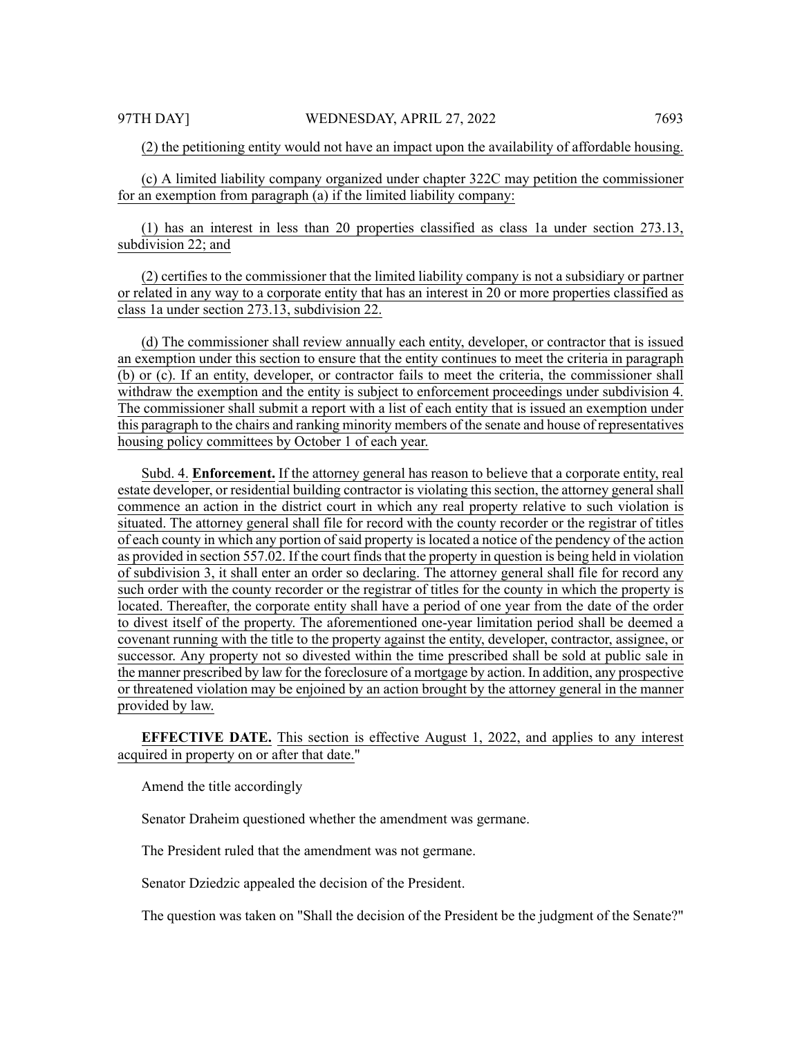(2) the petitioning entity would not have an impact upon the availability of affordable housing.

(c) A limited liability company organized under chapter 322C may petition the commissioner for an exemption from paragraph (a) if the limited liability company:

(1) has an interest in less than 20 properties classified as class 1a under section 273.13, subdivision 22; and

(2) certifies to the commissioner that the limited liability company is not a subsidiary or partner or related in any way to a corporate entity that has an interest in 20 or more properties classified as class 1a under section 273.13, subdivision 22.

(d) The commissioner shall review annually each entity, developer, or contractor that is issued an exemption under this section to ensure that the entity continues to meet the criteria in paragraph (b) or (c). If an entity, developer, or contractor fails to meet the criteria, the commissioner shall withdraw the exemption and the entity is subject to enforcement proceedings under subdivision 4. The commissioner shall submit a report with a list of each entity that is issued an exemption under this paragraph to the chairs and ranking minority members of the senate and house of representatives housing policy committees by October 1 of each year.

Subd. 4. **Enforcement.** If the attorney general has reason to believe that a corporate entity, real estate developer, or residential building contractor is violating this section, the attorney general shall commence an action in the district court in which any real property relative to such violation is situated. The attorney general shall file for record with the county recorder or the registrar of titles of each county in which any portion of said property is located a notice of the pendency of the action as provided in section 557.02. If the court finds that the property in question is being held in violation of subdivision 3, it shall enter an order so declaring. The attorney general shall file for record any such order with the county recorder or the registrar of titles for the county in which the property is located. Thereafter, the corporate entity shall have a period of one year from the date of the order to divest itself of the property. The aforementioned one-year limitation period shall be deemed a covenant running with the title to the property against the entity, developer, contractor, assignee, or successor. Any property not so divested within the time prescribed shall be sold at public sale in the manner prescribed by law for the foreclosure of a mortgage by action. In addition, any prospective or threatened violation may be enjoined by an action brought by the attorney general in the manner provided by law.

**EFFECTIVE DATE.** This section is effective August 1, 2022, and applies to any interest acquired in property on or after that date."

Amend the title accordingly

Senator Draheim questioned whether the amendment was germane.

The President ruled that the amendment was not germane.

Senator Dziedzic appealed the decision of the President.

The question was taken on "Shall the decision of the President be the judgment of the Senate?"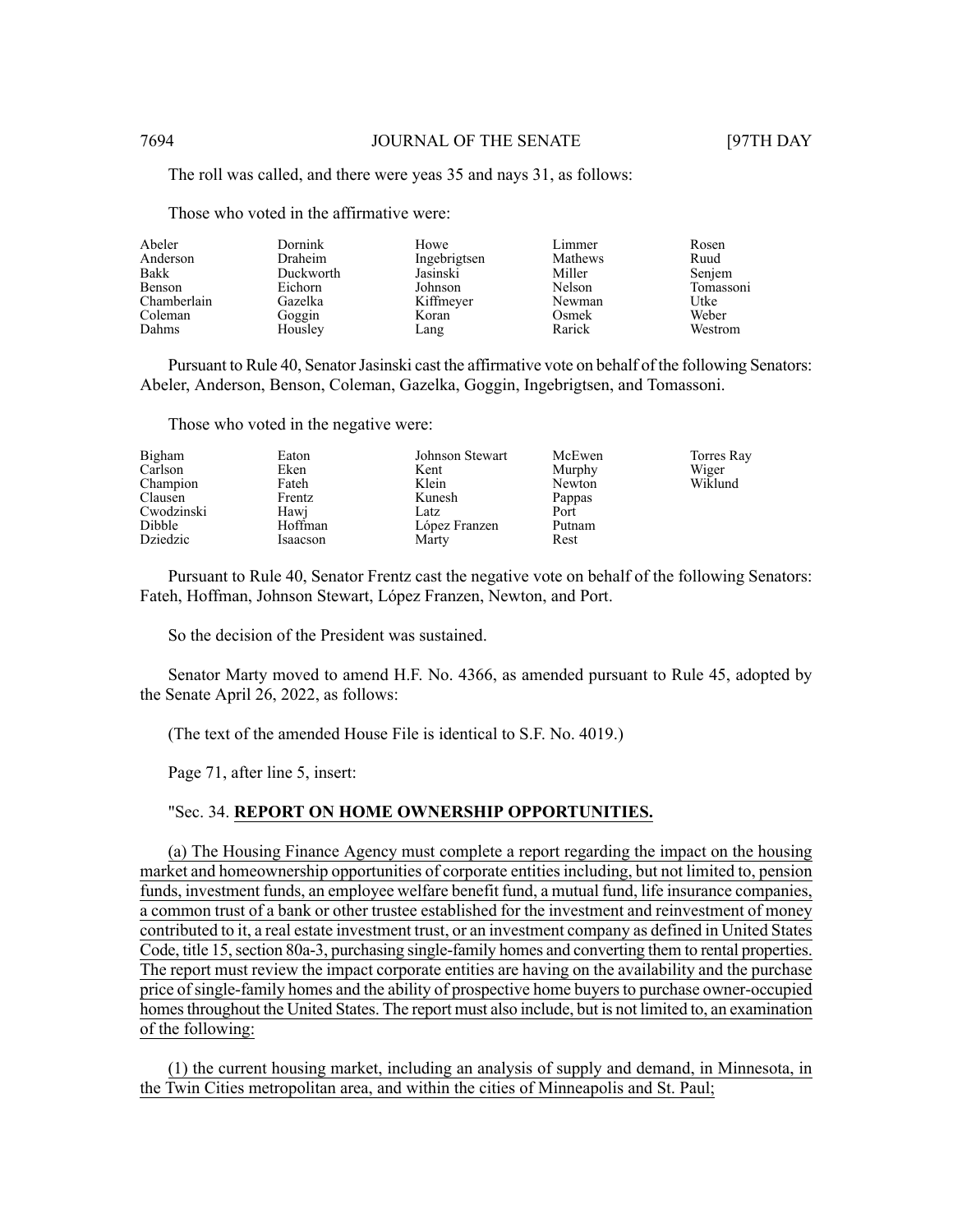The roll was called, and there were yeas 35 and nays 31, as follows:

Those who voted in the affirmative were:

| | | | | |
|---|---|---|---|---|
| Abeler | Dornink | Howe | Limmer | Rosen |
| Anderson | Draheim | Ingebrigtsen | Mathews | Ruud |
| Bakk | Duckworth | Jasinski | Miller | Senjem |
| Benson | Eichorn | Johnson | Nelson | Tomassoni |
| Chamberlain | Gazelka | Kiffmeyer | Newman | Utke |
| Coleman | Goggin | Koran | Osmek | Weber |
| Dahms | Housley | Lang | Rarick | Westrom |

Pursuant to Rule 40, Senator Jasinski cast the affirmative vote on behalf of the following Senators: Abeler, Anderson, Benson, Coleman, Gazelka, Goggin, Ingebrigtsen, and Tomassoni.

Those who voted in the negative were:

| | | | | |
|---|---|---|---|---|
| Bigham | Eaton | Johnson Stewart | McEwen | Torres Ray |
| Carlson | Eken | Kent | Murphy | Wiger |
| Champion | Fateh | Klein | Newton | Wiklund |
| Clausen | Frentz | Kunesh | Pappas | |
| Cwodzinski | Hawj | Latz | Port | |
| Dibble | Hoffman | López Franzen | Putnam | |
| Dziedzic | Isaacson | Marty | Rest | |

Pursuant to Rule 40, Senator Frentz cast the negative vote on behalf of the following Senators: Fateh, Hoffman, Johnson Stewart, López Franzen, Newton, and Port.

So the decision of the President was sustained.

Senator Marty moved to amend H.F. No. 4366, as amended pursuant to Rule 45, adopted by the Senate April 26, 2022, as follows:

(The text of the amended House File is identical to S.F. No. 4019.)

Page 71, after line 5, insert:

"Sec. 34. **REPORT ON HOME OWNERSHIP OPPORTUNITIES.**

(a) The Housing Finance Agency must complete a report regarding the impact on the housing market and homeownership opportunities of corporate entities including, but not limited to, pension funds, investment funds, an employee welfare benefit fund, a mutual fund, life insurance companies, a common trust of a bank or other trustee established for the investment and reinvestment of money contributed to it, a real estate investment trust, or an investment company as defined in United States Code, title 15, section 80a-3, purchasing single-family homes and converting them to rental properties. The report must review the impact corporate entities are having on the availability and the purchase price of single-family homes and the ability of prospective home buyers to purchase owner-occupied homes throughout the United States. The report must also include, but is not limited to, an examination of the following:

(1) the current housing market, including an analysis of supply and demand, in Minnesota, in the Twin Cities metropolitan area, and within the cities of Minneapolis and St. Paul;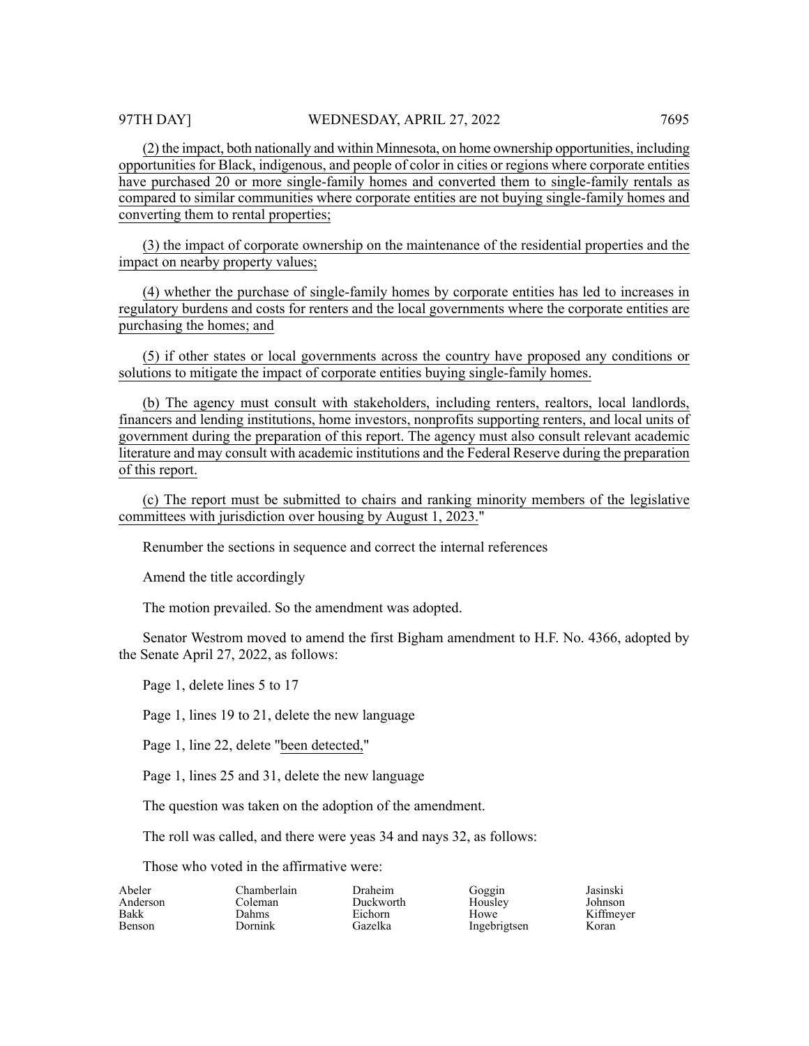(2) the impact, both nationally and within Minnesota, on home ownership opportunities, including opportunities for Black, indigenous, and people of color in cities or regions where corporate entities have purchased 20 or more single-family homes and converted them to single-family rentals as compared to similar communities where corporate entities are not buying single-family homes and converting them to rental properties;

(3) the impact of corporate ownership on the maintenance of the residential properties and the impact on nearby property values;

(4) whether the purchase of single-family homes by corporate entities has led to increases in regulatory burdens and costs for renters and the local governments where the corporate entities are purchasing the homes; and

(5) if other states or local governments across the country have proposed any conditions or solutions to mitigate the impact of corporate entities buying single-family homes.

(b) The agency must consult with stakeholders, including renters, realtors, local landlords, financers and lending institutions, home investors, nonprofits supporting renters, and local units of government during the preparation of this report. The agency must also consult relevant academic literature and may consult with academic institutions and the Federal Reserve during the preparation of this report.

(c) The report must be submitted to chairs and ranking minority members of the legislative committees with jurisdiction over housing by August 1, 2023."

Renumber the sections in sequence and correct the internal references

Amend the title accordingly

The motion prevailed. So the amendment was adopted.

Senator Westrom moved to amend the first Bigham amendment to H.F. No. 4366, adopted by the Senate April 27, 2022, as follows:

Page 1, delete lines 5 to 17

Page 1, lines 19 to 21, delete the new language

Page 1, line 22, delete "been detected,"

Page 1, lines 25 and 31, delete the new language

The question was taken on the adoption of the amendment.

The roll was called, and there were yeas 34 and nays 32, as follows:

Those who voted in the affirmative were:

| | | | | |
|---|---|---|---|---|
| Abeler | Chamberlain | Draheim | Goggin | Jasinski |
| Anderson | Coleman | Duckworth | Housley | Johnson |
| Bakk | Dahms | Eichorn | Howe | Kiffmeyer |
| Benson | Dornink | Gazelka | Ingebrigtsen | Koran |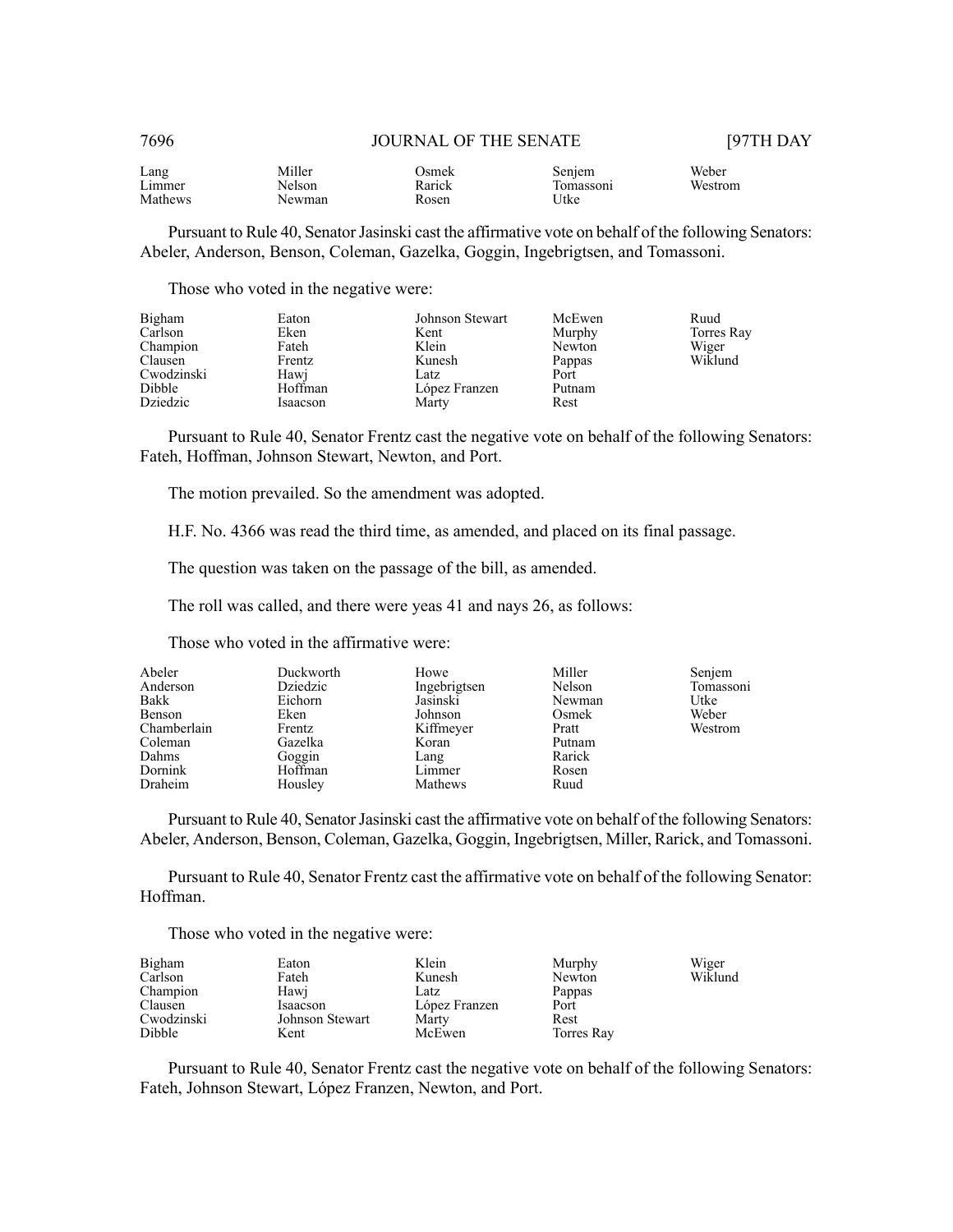| | | | | |
|---|---|---|---|---|
| Lang | Miller | Osmek | Senjem | Weber |
| Limmer | Nelson | Rarick | Tomassoni | Westrom |
| Mathews | Newman | Rosen | Utke | |

Pursuant to Rule 40, Senator Jasinski cast the affirmative vote on behalf of the following Senators: Abeler, Anderson, Benson, Coleman, Gazelka, Goggin, Ingebrigtsen, and Tomassoni.

Those who voted in the negative were:

| | | | | |
|---|---|---|---|---|
| Bigham | Eaton | Johnson Stewart | McEwen | Ruud |
| Carlson | Eken | Kent | Murphy | Torres Ray |
| Champion | Fateh | Klein | Newton | Wiger |
| Clausen | Frentz | Kunesh | Pappas | Wiklund |
| Cwodzinski | Hawj | Latz | Port | |
| Dibble | Hoffman | López Franzen | Putnam | |
| Dziedzic | Isaacson | Marty | Rest | |

Pursuant to Rule 40, Senator Frentz cast the negative vote on behalf of the following Senators: Fateh, Hoffman, Johnson Stewart, Newton, and Port.

The motion prevailed. So the amendment was adopted.

H.F. No. 4366 was read the third time, as amended, and placed on its final passage.

The question was taken on the passage of the bill, as amended.

The roll was called, and there were yeas 41 and nays 26, as follows:

Those who voted in the affirmative were:

| | | | | |
|---|---|---|---|---|
| Abeler | Duckworth | Howe | Miller | Senjem |
| Anderson | Dziedzic | Ingebrigtsen | Nelson | Tomassoni |
| Bakk | Eichorn | Jasinski | Newman | Utke |
| Benson | Eken | Johnson | Osmek | Weber |
| Chamberlain | Frentz | Kiffmeyer | Pratt | Westrom |
| Coleman | Gazelka | Koran | Putnam | |
| Dahms | Goggin | Lang | Rarick | |
| Dornink | Hoffman | Limmer | Rosen | |
| Draheim | Housley | Mathews | Ruud | |

Pursuant to Rule 40, Senator Jasinski cast the affirmative vote on behalf of the following Senators: Abeler, Anderson, Benson, Coleman, Gazelka, Goggin, Ingebrigtsen, Miller, Rarick, and Tomassoni.

Pursuant to Rule 40, Senator Frentz cast the affirmative vote on behalf of the following Senator: Hoffman.

Those who voted in the negative were:

| | | | | |
|---|---|---|---|---|
| Bigham | Eaton | Klein | Murphy | Wiger |
| Carlson | Fateh | Kunesh | Newton | Wiklund |
| Champion | Hawj | Latz | Pappas | |
| Clausen | Isaacson | López Franzen | Port | |
| Cwodzinski | Johnson Stewart | Marty | Rest | |
| Dibble | Kent | McEwen | Torres Ray | |

Pursuant to Rule 40, Senator Frentz cast the negative vote on behalf of the following Senators: Fateh, Johnson Stewart, López Franzen, Newton, and Port.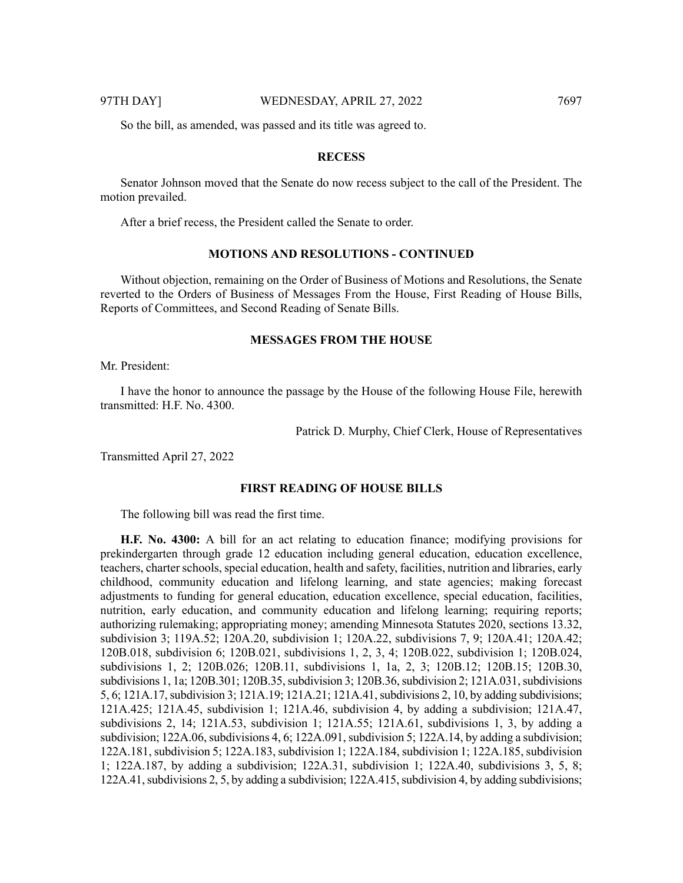So the bill, as amended, was passed and its title was agreed to.

## RECESS

Senator Johnson moved that the Senate do now recess subject to the call of the President. The motion prevailed.

After a brief recess, the President called the Senate to order.

## MOTIONS AND RESOLUTIONS - CONTINUED

Without objection, remaining on the Order of Business of Motions and Resolutions, the Senate reverted to the Orders of Business of Messages From the House, First Reading of House Bills, Reports of Committees, and Second Reading of Senate Bills.

## MESSAGES FROM THE HOUSE

Mr. President:

I have the honor to announce the passage by the House of the following House File, herewith transmitted: H.F. No. 4300.

Patrick D. Murphy, Chief Clerk, House of Representatives

Transmitted April 27, 2022

## FIRST READING OF HOUSE BILLS

The following bill was read the first time.

**H.F. No. 4300:** A bill for an act relating to education finance; modifying provisions for prekindergarten through grade 12 education including general education, education excellence, teachers, charter schools, special education, health and safety, facilities, nutrition and libraries, early childhood, community education and lifelong learning, and state agencies; making forecast adjustments to funding for general education, education excellence, special education, facilities, nutrition, early education, and community education and lifelong learning; requiring reports; authorizing rulemaking; appropriating money; amending Minnesota Statutes 2020, sections 13.32, subdivision 3; 119A.52; 120A.20, subdivision 1; 120A.22, subdivisions 7, 9; 120A.41; 120A.42; 120B.018, subdivision 6; 120B.021, subdivisions 1, 2, 3, 4; 120B.022, subdivision 1; 120B.024, subdivisions 1, 2; 120B.026; 120B.11, subdivisions 1, 1a, 2, 3; 120B.12; 120B.15; 120B.30, subdivisions 1, 1a; 120B.301; 120B.35, subdivision 3; 120B.36, subdivision 2; 121A.031, subdivisions 5, 6; 121A.17, subdivision 3; 121A.19; 121A.21; 121A.41, subdivisions 2, 10, by adding subdivisions; 121A.425; 121A.45, subdivision 1; 121A.46, subdivision 4, by adding a subdivision; 121A.47, subdivisions 2, 14; 121A.53, subdivision 1; 121A.55; 121A.61, subdivisions 1, 3, by adding a subdivision; 122A.06, subdivisions 4, 6; 122A.091, subdivision 5; 122A.14, by adding a subdivision; 122A.181, subdivision 5; 122A.183, subdivision 1; 122A.184, subdivision 1; 122A.185, subdivision 1; 122A.187, by adding a subdivision; 122A.31, subdivision 1; 122A.40, subdivisions 3, 5, 8; 122A.41, subdivisions 2, 5, by adding a subdivision; 122A.415, subdivision 4, by adding subdivisions;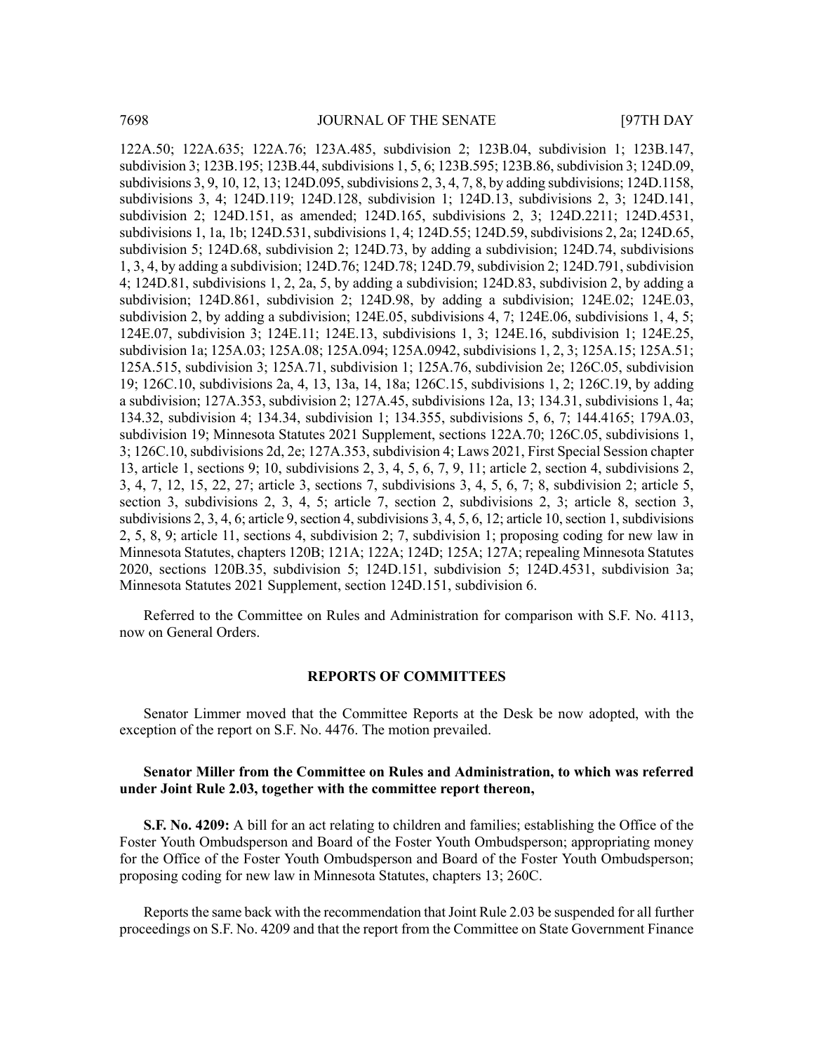122A.50; 122A.635; 122A.76; 123A.485, subdivision 2; 123B.04, subdivision 1; 123B.147, subdivision 3; 123B.195; 123B.44, subdivisions 1, 5, 6; 123B.595; 123B.86, subdivision 3; 124D.09, subdivisions 3, 9, 10, 12, 13; 124D.095, subdivisions 2, 3, 4, 7, 8, by adding subdivisions; 124D.1158, subdivisions 3, 4; 124D.119; 124D.128, subdivision 1; 124D.13, subdivisions 2, 3; 124D.141, subdivision 2; 124D.151, as amended; 124D.165, subdivisions 2, 3; 124D.2211; 124D.4531, subdivisions 1, 1a, 1b; 124D.531, subdivisions 1, 4; 124D.55; 124D.59, subdivisions 2, 2a; 124D.65, subdivision 5; 124D.68, subdivision 2; 124D.73, by adding a subdivision; 124D.74, subdivisions 1, 3, 4, by adding a subdivision; 124D.76; 124D.78; 124D.79, subdivision 2; 124D.791, subdivision 4; 124D.81, subdivisions 1, 2, 2a, 5, by adding a subdivision; 124D.83, subdivision 2, by adding a subdivision; 124D.861, subdivision 2; 124D.98, by adding a subdivision; 124E.02; 124E.03, subdivision 2, by adding a subdivision; 124E.05, subdivisions 4, 7; 124E.06, subdivisions 1, 4, 5; 124E.07, subdivision 3; 124E.11; 124E.13, subdivisions 1, 3; 124E.16, subdivision 1; 124E.25, subdivision 1a; 125A.03; 125A.08; 125A.094; 125A.0942, subdivisions 1, 2, 3; 125A.15; 125A.51; 125A.515, subdivision 3; 125A.71, subdivision 1; 125A.76, subdivision 2e; 126C.05, subdivision 19; 126C.10, subdivisions 2a, 4, 13, 13a, 14, 18a; 126C.15, subdivisions 1, 2; 126C.19, by adding a subdivision; 127A.353, subdivision 2; 127A.45, subdivisions 12a, 13; 134.31, subdivisions 1, 4a; 134.32, subdivision 4; 134.34, subdivision 1; 134.355, subdivisions 5, 6, 7; 144.4165; 179A.03, subdivision 19; Minnesota Statutes 2021 Supplement, sections 122A.70; 126C.05, subdivisions 1, 3; 126C.10, subdivisions 2d, 2e; 127A.353, subdivision 4; Laws 2021, First Special Session chapter 13, article 1, sections 9; 10, subdivisions 2, 3, 4, 5, 6, 7, 9, 11; article 2, section 4, subdivisions 2, 3, 4, 7, 12, 15, 22, 27; article 3, sections 7, subdivisions 3, 4, 5, 6, 7; 8, subdivision 2; article 5, section 3, subdivisions 2, 3, 4, 5; article 7, section 2, subdivisions 2, 3; article 8, section 3, subdivisions 2, 3, 4, 6; article 9, section 4, subdivisions 3, 4, 5, 6, 12; article 10, section 1, subdivisions 2, 5, 8, 9; article 11, sections 4, subdivision 2; 7, subdivision 1; proposing coding for new law in Minnesota Statutes, chapters 120B; 121A; 122A; 124D; 125A; 127A; repealing Minnesota Statutes 2020, sections 120B.35, subdivision 5; 124D.151, subdivision 5; 124D.4531, subdivision 3a; Minnesota Statutes 2021 Supplement, section 124D.151, subdivision 6.

Referred to the Committee on Rules and Administration for comparison with S.F. No. 4113, now on General Orders.

## REPORTS OF COMMITTEES

Senator Limmer moved that the Committee Reports at the Desk be now adopted, with the exception of the report on S.F. No. 4476. The motion prevailed.

**Senator Miller from the Committee on Rules and Administration, to which was referred under Joint Rule 2.03, together with the committee report thereon,**

**S.F. No. 4209:** A bill for an act relating to children and families; establishing the Office of the Foster Youth Ombudsperson and Board of the Foster Youth Ombudsperson; appropriating money for the Office of the Foster Youth Ombudsperson and Board of the Foster Youth Ombudsperson; proposing coding for new law in Minnesota Statutes, chapters 13; 260C.

Reports the same back with the recommendation that Joint Rule 2.03 be suspended for all further proceedings on S.F. No. 4209 and that the report from the Committee on State Government Finance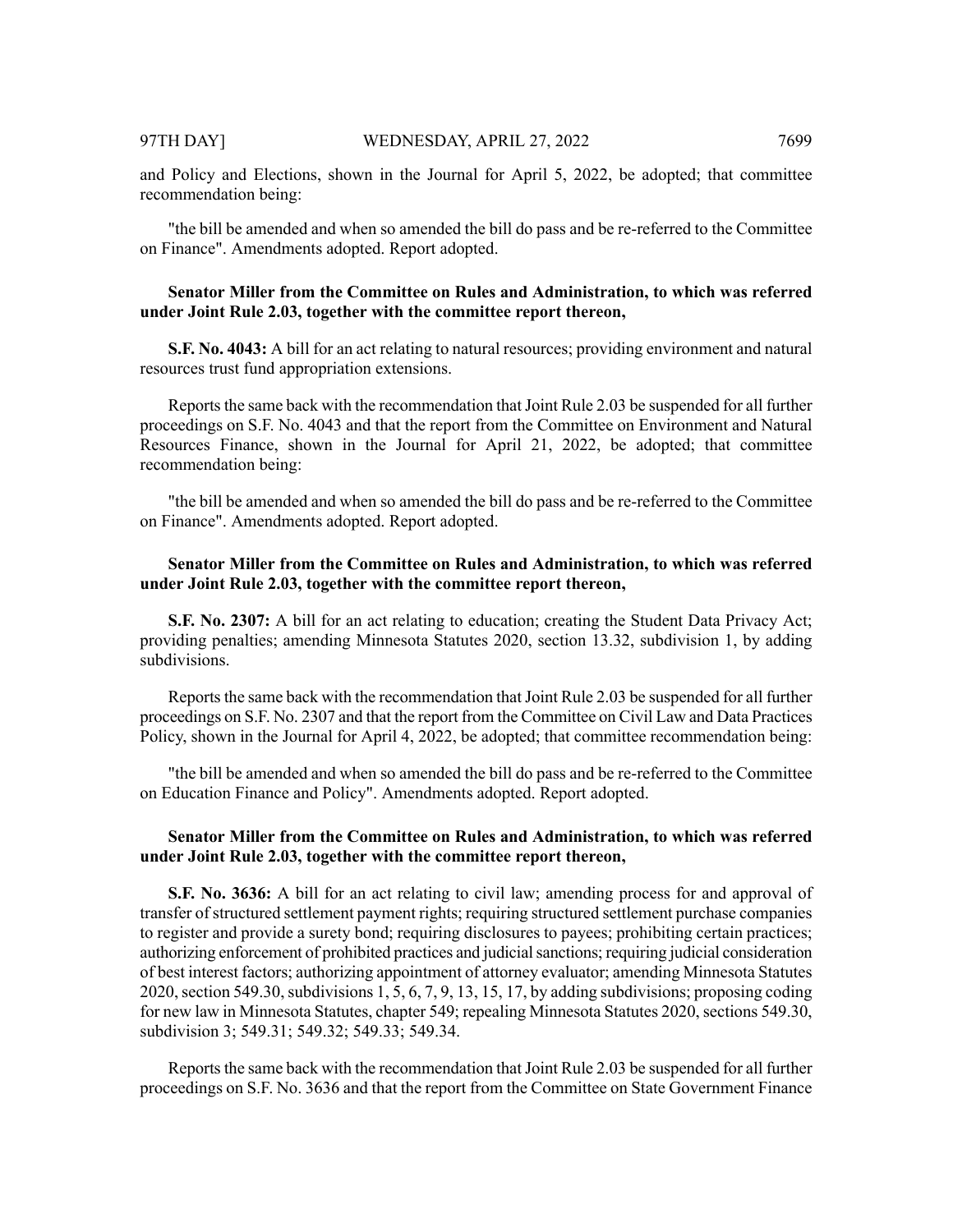and Policy and Elections, shown in the Journal for April 5, 2022, be adopted; that committee recommendation being:

"the bill be amended and when so amended the bill do pass and be re-referred to the Committee on Finance". Amendments adopted. Report adopted.

**Senator Miller from the Committee on Rules and Administration, to which was referred under Joint Rule 2.03, together with the committee report thereon,**

**S.F. No. 4043:** A bill for an act relating to natural resources; providing environment and natural resources trust fund appropriation extensions.

Reports the same back with the recommendation that Joint Rule 2.03 be suspended for all further proceedings on S.F. No. 4043 and that the report from the Committee on Environment and Natural Resources Finance, shown in the Journal for April 21, 2022, be adopted; that committee recommendation being:

"the bill be amended and when so amended the bill do pass and be re-referred to the Committee on Finance". Amendments adopted. Report adopted.

**Senator Miller from the Committee on Rules and Administration, to which was referred under Joint Rule 2.03, together with the committee report thereon,**

**S.F. No. 2307:** A bill for an act relating to education; creating the Student Data Privacy Act; providing penalties; amending Minnesota Statutes 2020, section 13.32, subdivision 1, by adding subdivisions.

Reports the same back with the recommendation that Joint Rule 2.03 be suspended for all further proceedings on S.F. No. 2307 and that the report from the Committee on Civil Law and Data Practices Policy, shown in the Journal for April 4, 2022, be adopted; that committee recommendation being:

"the bill be amended and when so amended the bill do pass and be re-referred to the Committee on Education Finance and Policy". Amendments adopted. Report adopted.

**Senator Miller from the Committee on Rules and Administration, to which was referred under Joint Rule 2.03, together with the committee report thereon,**

**S.F. No. 3636:** A bill for an act relating to civil law; amending process for and approval of transfer of structured settlement payment rights; requiring structured settlement purchase companies to register and provide a surety bond; requiring disclosures to payees; prohibiting certain practices; authorizing enforcement of prohibited practices and judicial sanctions; requiring judicial consideration of best interest factors; authorizing appointment of attorney evaluator; amending Minnesota Statutes 2020, section 549.30, subdivisions 1, 5, 6, 7, 9, 13, 15, 17, by adding subdivisions; proposing coding for new law in Minnesota Statutes, chapter 549; repealing Minnesota Statutes 2020, sections 549.30, subdivision 3; 549.31; 549.32; 549.33; 549.34.

Reports the same back with the recommendation that Joint Rule 2.03 be suspended for all further proceedings on S.F. No. 3636 and that the report from the Committee on State Government Finance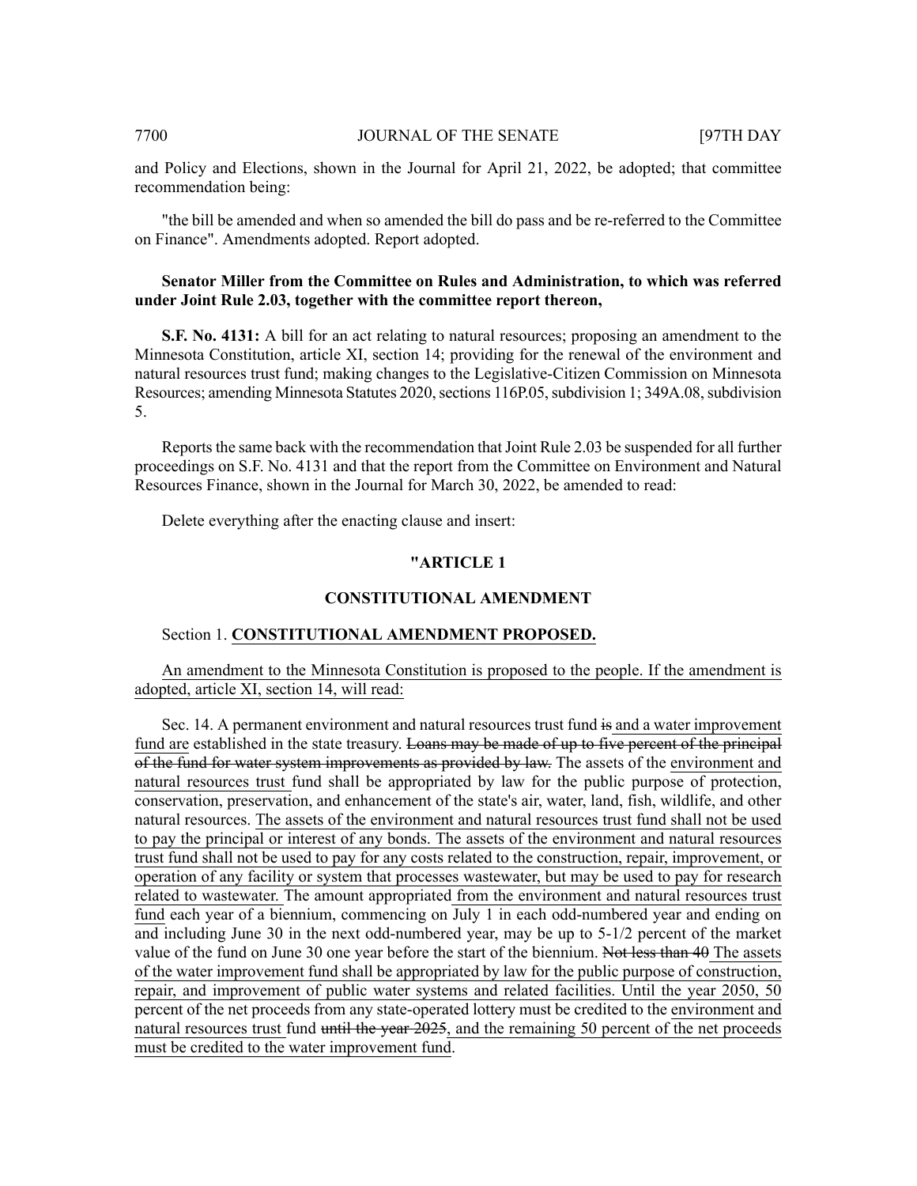and Policy and Elections, shown in the Journal for April 21, 2022, be adopted; that committee recommendation being:

"the bill be amended and when so amended the bill do pass and be re-referred to the Committee on Finance". Amendments adopted. Report adopted.

**Senator Miller from the Committee on Rules and Administration, to which was referred under Joint Rule 2.03, together with the committee report thereon,**

**S.F. No. 4131:** A bill for an act relating to natural resources; proposing an amendment to the Minnesota Constitution, article XI, section 14; providing for the renewal of the environment and natural resources trust fund; making changes to the Legislative-Citizen Commission on Minnesota Resources; amending Minnesota Statutes 2020, sections 116P.05, subdivision 1; 349A.08, subdivision 5.

Reports the same back with the recommendation that Joint Rule 2.03 be suspended for all further proceedings on S.F. No. 4131 and that the report from the Committee on Environment and Natural Resources Finance, shown in the Journal for March 30, 2022, be amended to read:

Delete everything after the enacting clause and insert:

**"ARTICLE 1**

**CONSTITUTIONAL AMENDMENT**

Section 1. <u>**CONSTITUTIONAL AMENDMENT PROPOSED.**</u>

<u>An amendment to the Minnesota Constitution is proposed to the people. If the amendment is adopted, article XI, section 14, will read:</u>

Sec. 14. A permanent environment and natural resources trust fund ~~is~~ <u>and a water improvement fund are</u> established in the state treasury. ~~Loans may be made of up to five percent of the principal of the fund for water system improvements as provided by law.~~ The assets of the <u>environment and natural resources trust</u> fund shall be appropriated by law for the public purpose of protection, conservation, preservation, and enhancement of the state's air, water, land, fish, wildlife, and other natural resources. <u>The assets of the environment and natural resources trust fund shall not be used to pay the principal or interest of any bonds. The assets of the environment and natural resources trust fund shall not be used to pay for any costs related to the construction, repair, improvement, or operation of any facility or system that processes wastewater, but may be used to pay for research related to wastewater.</u> The amount appropriated <u>from the environment and natural resources trust fund</u> each year of a biennium, commencing on July 1 in each odd-numbered year and ending on and including June 30 in the next odd-numbered year, may be up to 5-1/2 percent of the market value of the fund on June 30 one year before the start of the biennium. ~~Not less than 40~~ <u>The assets of the water improvement fund shall be appropriated by law for the public purpose of construction, repair, and improvement of public water systems and related facilities. Until the year 2050, 50</u> percent of the net proceeds from any state-operated lottery must be credited to the <u>environment and natural resources trust</u> fund ~~until the year 2025~~<u>, and the remaining 50 percent of the net proceeds must be credited to the water improvement fund</u>.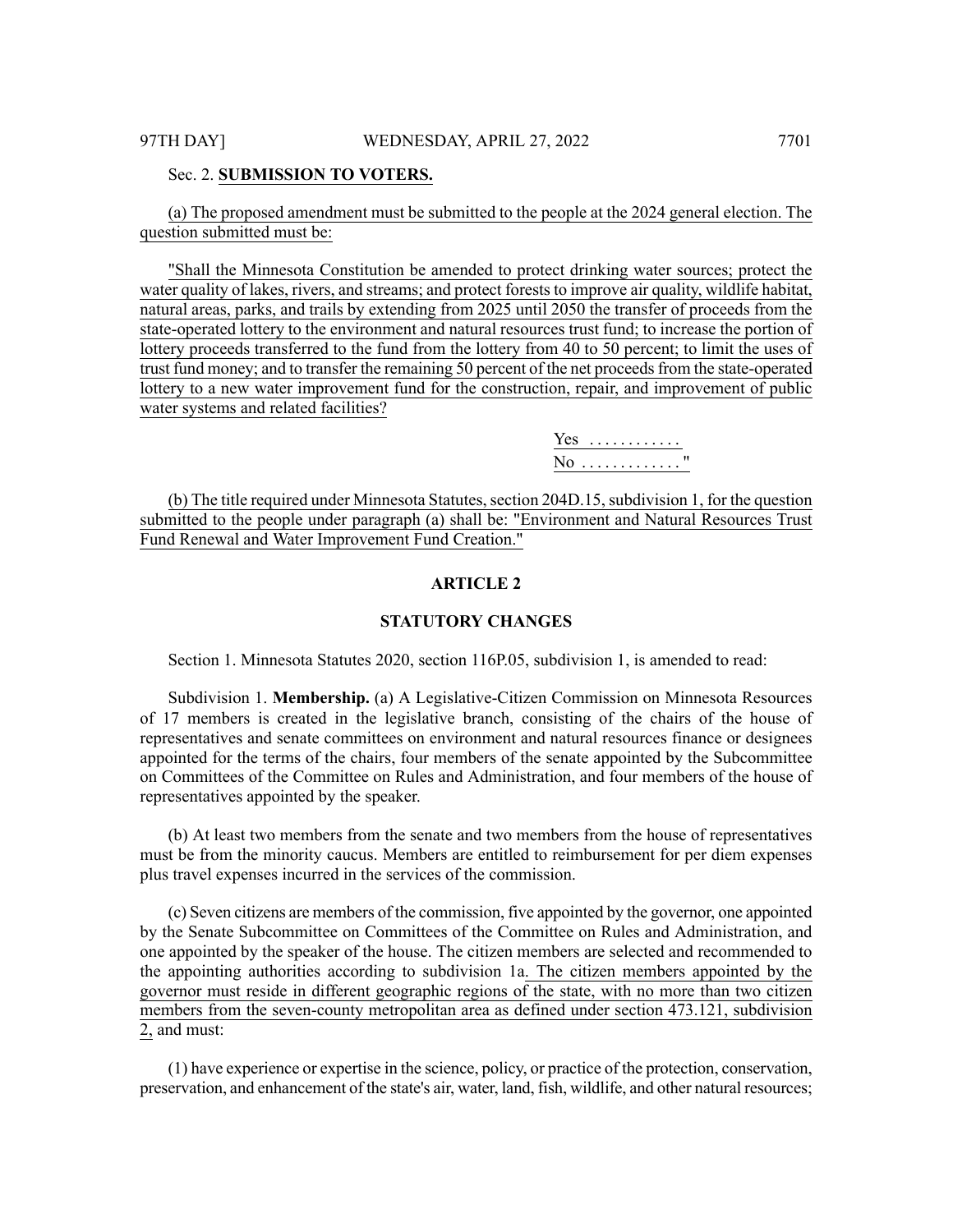Sec. 2. **SUBMISSION TO VOTERS.**

(a) The proposed amendment must be submitted to the people at the 2024 general election. The question submitted must be:

"Shall the Minnesota Constitution be amended to protect drinking water sources; protect the water quality of lakes, rivers, and streams; and protect forests to improve air quality, wildlife habitat, natural areas, parks, and trails by extending from 2025 until 2050 the transfer of proceeds from the state-operated lottery to the environment and natural resources trust fund; to increase the portion of lottery proceeds transferred to the fund from the lottery from 40 to 50 percent; to limit the uses of trust fund money; and to transfer the remaining 50 percent of the net proceeds from the state-operated lottery to a new water improvement fund for the construction, repair, and improvement of public water systems and related facilities?

Yes . . . . . . . . . . . .
No . . . . . . . . . . . . . "

(b) The title required under Minnesota Statutes, section 204D.15, subdivision 1, for the question submitted to the people under paragraph (a) shall be: "Environment and Natural Resources Trust Fund Renewal and Water Improvement Fund Creation."

## ARTICLE 2

## STATUTORY CHANGES

Section 1. Minnesota Statutes 2020, section 116P.05, subdivision 1, is amended to read:

Subdivision 1. **Membership.** (a) A Legislative-Citizen Commission on Minnesota Resources of 17 members is created in the legislative branch, consisting of the chairs of the house of representatives and senate committees on environment and natural resources finance or designees appointed for the terms of the chairs, four members of the senate appointed by the Subcommittee on Committees of the Committee on Rules and Administration, and four members of the house of representatives appointed by the speaker.

(b) At least two members from the senate and two members from the house of representatives must be from the minority caucus. Members are entitled to reimbursement for per diem expenses plus travel expenses incurred in the services of the commission.

(c) Seven citizens are members of the commission, five appointed by the governor, one appointed by the Senate Subcommittee on Committees of the Committee on Rules and Administration, and one appointed by the speaker of the house. The citizen members are selected and recommended to the appointing authorities according to subdivision 1a. The citizen members appointed by the governor must reside in different geographic regions of the state, with no more than two citizen members from the seven-county metropolitan area as defined under section 473.121, subdivision 2, and must:

(1) have experience or expertise in the science, policy, or practice of the protection, conservation, preservation, and enhancement of the state's air, water, land, fish, wildlife, and other natural resources;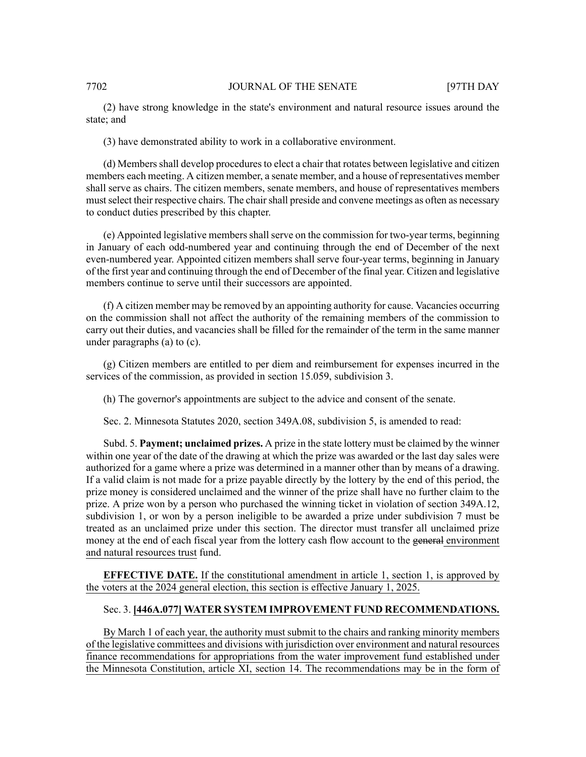(2) have strong knowledge in the state's environment and natural resource issues around the state; and

(3) have demonstrated ability to work in a collaborative environment.

(d) Members shall develop procedures to elect a chair that rotates between legislative and citizen members each meeting. A citizen member, a senate member, and a house of representatives member shall serve as chairs. The citizen members, senate members, and house of representatives members must select their respective chairs. The chair shall preside and convene meetings as often as necessary to conduct duties prescribed by this chapter.

(e) Appointed legislative members shall serve on the commission for two-year terms, beginning in January of each odd-numbered year and continuing through the end of December of the next even-numbered year. Appointed citizen members shall serve four-year terms, beginning in January of the first year and continuing through the end of December of the final year. Citizen and legislative members continue to serve until their successors are appointed.

(f) A citizen member may be removed by an appointing authority for cause. Vacancies occurring on the commission shall not affect the authority of the remaining members of the commission to carry out their duties, and vacancies shall be filled for the remainder of the term in the same manner under paragraphs (a) to (c).

(g) Citizen members are entitled to per diem and reimbursement for expenses incurred in the services of the commission, as provided in section 15.059, subdivision 3.

(h) The governor's appointments are subject to the advice and consent of the senate.

Sec. 2. Minnesota Statutes 2020, section 349A.08, subdivision 5, is amended to read:

Subd. 5. **Payment; unclaimed prizes.** A prize in the state lottery must be claimed by the winner within one year of the date of the drawing at which the prize was awarded or the last day sales were authorized for a game where a prize was determined in a manner other than by means of a drawing. If a valid claim is not made for a prize payable directly by the lottery by the end of this period, the prize money is considered unclaimed and the winner of the prize shall have no further claim to the prize. A prize won by a person who purchased the winning ticket in violation of section 349A.12, subdivision 1, or won by a person ineligible to be awarded a prize under subdivision 7 must be treated as an unclaimed prize under this section. The director must transfer all unclaimed prize money at the end of each fiscal year from the lottery cash flow account to the ~~general~~ environment and natural resources trust fund.

**EFFECTIVE DATE.** If the constitutional amendment in article 1, section 1, is approved by the voters at the 2024 general election, this section is effective January 1, 2025.

Sec. 3. **[446A.077] WATER SYSTEM IMPROVEMENT FUND RECOMMENDATIONS.**

By March 1 of each year, the authority must submit to the chairs and ranking minority members of the legislative committees and divisions with jurisdiction over environment and natural resources finance recommendations for appropriations from the water improvement fund established under the Minnesota Constitution, article XI, section 14. The recommendations may be in the form of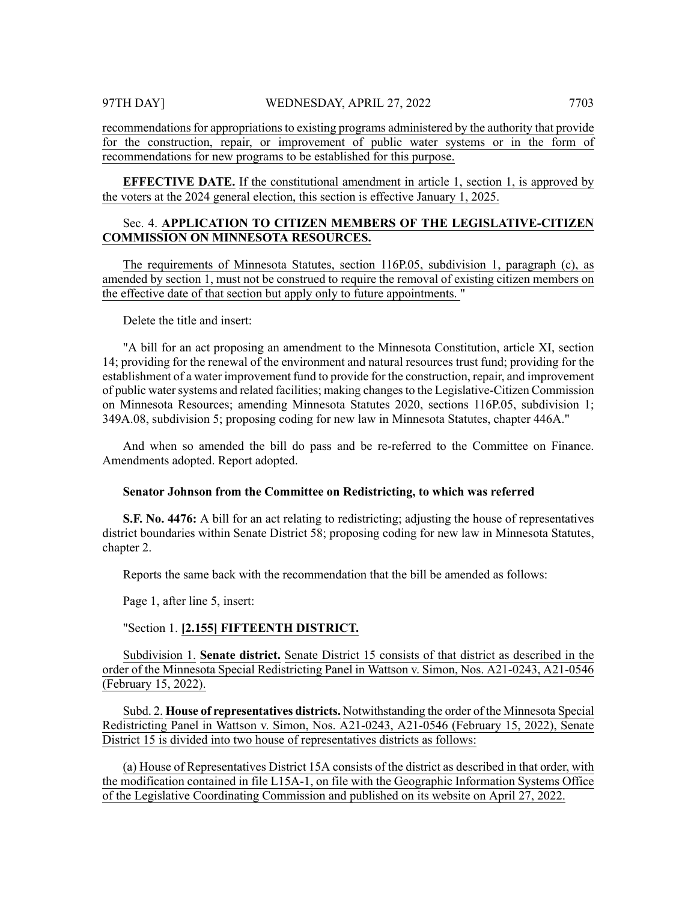recommendations for appropriations to existing programs administered by the authority that provide for the construction, repair, or improvement of public water systems or in the form of recommendations for new programs to be established for this purpose.

**EFFECTIVE DATE.** If the constitutional amendment in article 1, section 1, is approved by the voters at the 2024 general election, this section is effective January 1, 2025.

Sec. 4. **APPLICATION TO CITIZEN MEMBERS OF THE LEGISLATIVE-CITIZEN COMMISSION ON MINNESOTA RESOURCES.**

The requirements of Minnesota Statutes, section 116P.05, subdivision 1, paragraph (c), as amended by section 1, must not be construed to require the removal of existing citizen members on the effective date of that section but apply only to future appointments. "

Delete the title and insert:

"A bill for an act proposing an amendment to the Minnesota Constitution, article XI, section 14; providing for the renewal of the environment and natural resources trust fund; providing for the establishment of a water improvement fund to provide for the construction, repair, and improvement of public water systems and related facilities; making changes to the Legislative-Citizen Commission on Minnesota Resources; amending Minnesota Statutes 2020, sections 116P.05, subdivision 1; 349A.08, subdivision 5; proposing coding for new law in Minnesota Statutes, chapter 446A."

And when so amended the bill do pass and be re-referred to the Committee on Finance. Amendments adopted. Report adopted.

**Senator Johnson from the Committee on Redistricting, to which was referred**

**S.F. No. 4476:** A bill for an act relating to redistricting; adjusting the house of representatives district boundaries within Senate District 58; proposing coding for new law in Minnesota Statutes, chapter 2.

Reports the same back with the recommendation that the bill be amended as follows:

Page 1, after line 5, insert:

"Section 1. **[2.155] FIFTEENTH DISTRICT.**

Subdivision 1. **Senate district.** Senate District 15 consists of that district as described in the order of the Minnesota Special Redistricting Panel in Wattson v. Simon, Nos. A21-0243, A21-0546 (February 15, 2022).

Subd. 2. **House of representatives districts.** Notwithstanding the order of the Minnesota Special Redistricting Panel in Wattson v. Simon, Nos. A21-0243, A21-0546 (February 15, 2022), Senate District 15 is divided into two house of representatives districts as follows:

(a) House of Representatives District 15A consists of the district as described in that order, with the modification contained in file L15A-1, on file with the Geographic Information Systems Office of the Legislative Coordinating Commission and published on its website on April 27, 2022.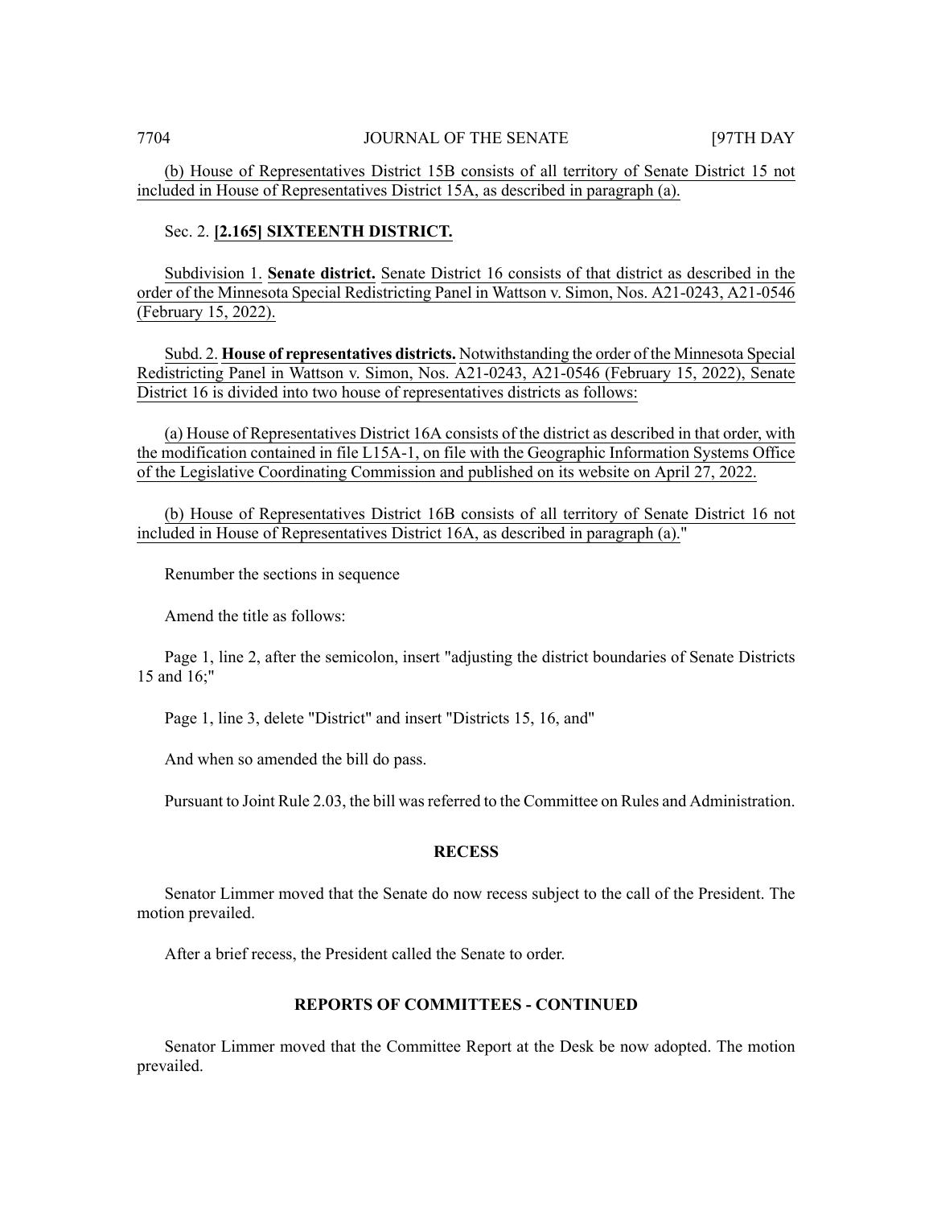(b) House of Representatives District 15B consists of all territory of Senate District 15 not included in House of Representatives District 15A, as described in paragraph (a).

Sec. 2. **[2.165] SIXTEENTH DISTRICT.**

Subdivision 1. **Senate district.** Senate District 16 consists of that district as described in the order of the Minnesota Special Redistricting Panel in Wattson v. Simon, Nos. A21-0243, A21-0546 (February 15, 2022).

Subd. 2. **House of representatives districts.** Notwithstanding the order of the Minnesota Special Redistricting Panel in Wattson v. Simon, Nos. A21-0243, A21-0546 (February 15, 2022), Senate District 16 is divided into two house of representatives districts as follows:

(a) House of Representatives District 16A consists of the district as described in that order, with the modification contained in file L15A-1, on file with the Geographic Information Systems Office of the Legislative Coordinating Commission and published on its website on April 27, 2022.

(b) House of Representatives District 16B consists of all territory of Senate District 16 not included in House of Representatives District 16A, as described in paragraph (a)."

Renumber the sections in sequence

Amend the title as follows:

Page 1, line 2, after the semicolon, insert "adjusting the district boundaries of Senate Districts 15 and 16;"

Page 1, line 3, delete "District" and insert "Districts 15, 16, and"

And when so amended the bill do pass.

Pursuant to Joint Rule 2.03, the bill was referred to the Committee on Rules and Administration.

## RECESS

Senator Limmer moved that the Senate do now recess subject to the call of the President. The motion prevailed.

After a brief recess, the President called the Senate to order.

## REPORTS OF COMMITTEES - CONTINUED

Senator Limmer moved that the Committee Report at the Desk be now adopted. The motion prevailed.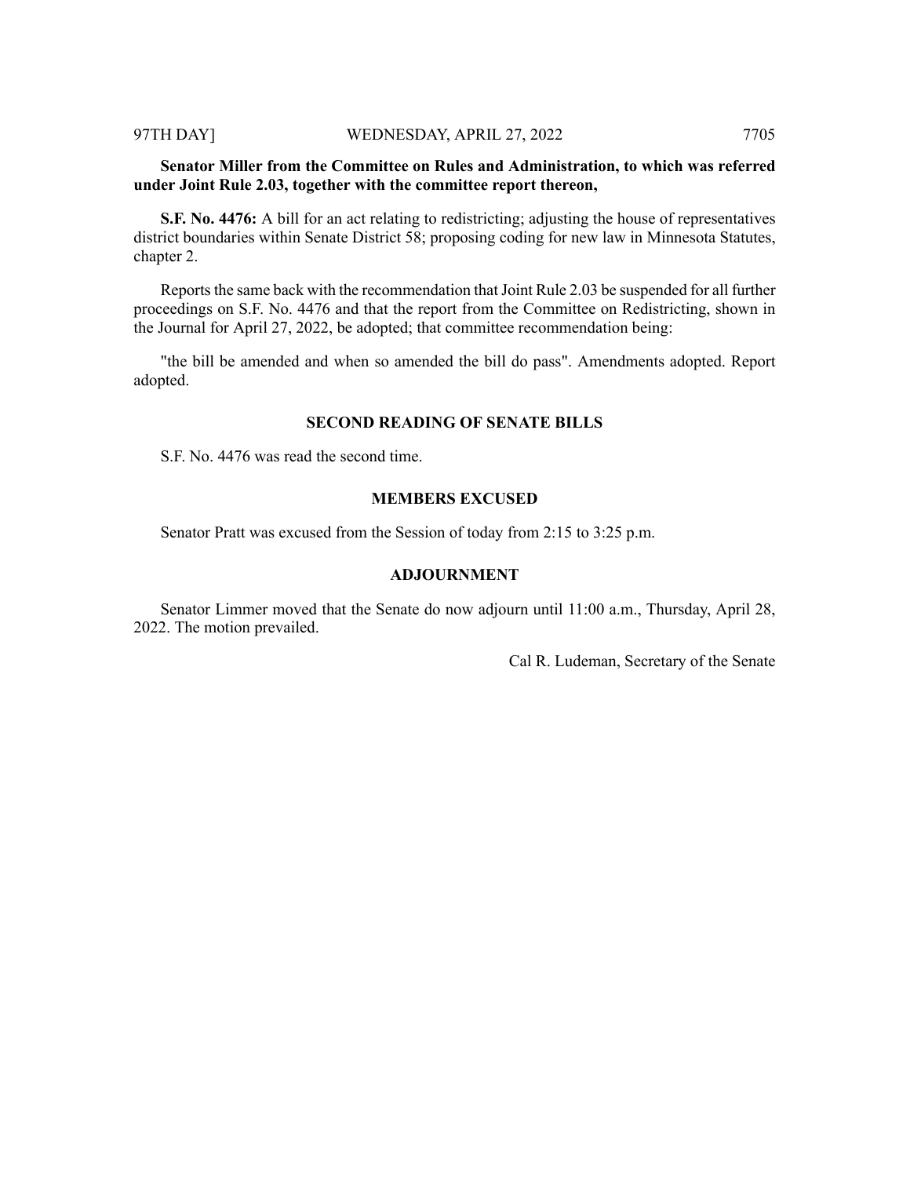**Senator Miller from the Committee on Rules and Administration, to which was referred under Joint Rule 2.03, together with the committee report thereon,**

**S.F. No. 4476:** A bill for an act relating to redistricting; adjusting the house of representatives district boundaries within Senate District 58; proposing coding for new law in Minnesota Statutes, chapter 2.

Reports the same back with the recommendation that Joint Rule 2.03 be suspended for all further proceedings on S.F. No. 4476 and that the report from the Committee on Redistricting, shown in the Journal for April 27, 2022, be adopted; that committee recommendation being:

"the bill be amended and when so amended the bill do pass". Amendments adopted. Report adopted.

## SECOND READING OF SENATE BILLS

S.F. No. 4476 was read the second time.

## MEMBERS EXCUSED

Senator Pratt was excused from the Session of today from 2:15 to 3:25 p.m.

## ADJOURNMENT

Senator Limmer moved that the Senate do now adjourn until 11:00 a.m., Thursday, April 28, 2022. The motion prevailed.

Cal R. Ludeman, Secretary of the Senate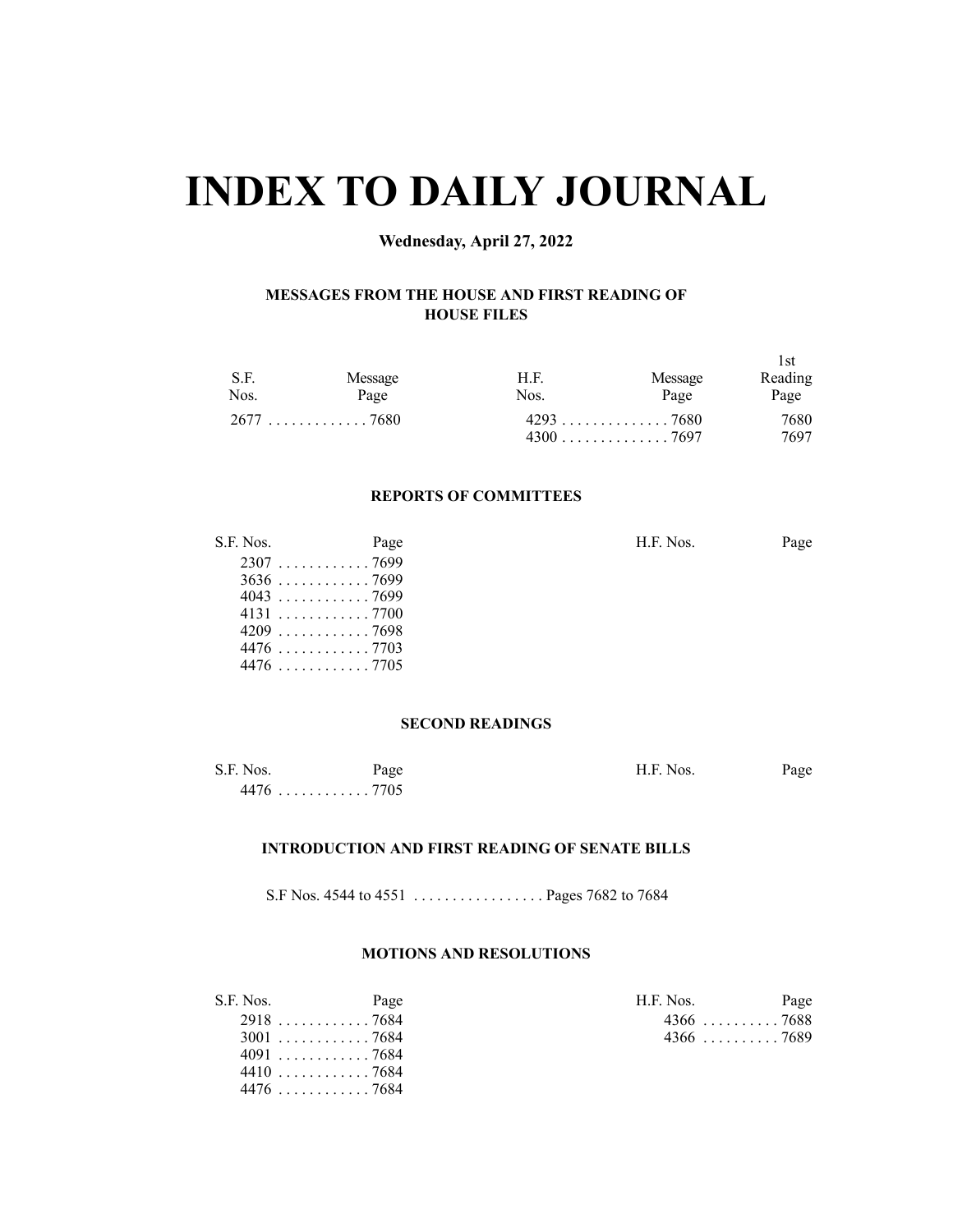# INDEX TO DAILY JOURNAL

**Wednesday, April 27, 2022**

### MESSAGES FROM THE HOUSE AND FIRST READING OF HOUSE FILES

| S.F. Nos. | Message Page | H.F. Nos. | Message Page | 1st Reading Page |
|---|---|---|---|---|
| 2677 | 7680 | 4293 | 7680 | 7680 |
| | | 4300 | 7697 | 7697 |

### REPORTS OF COMMITTEES

| S.F. Nos. | Page | H.F. Nos. | Page |
|---|---|---|---|
| 2307 | 7699 | | |
| 3636 | 7699 | | |
| 4043 | 7699 | | |
| 4131 | 7700 | | |
| 4209 | 7698 | | |
| 4476 | 7703 | | |
| 4476 | 7705 | | |

### SECOND READINGS

| S.F. Nos. | Page | H.F. Nos. | Page |
|---|---|---|---|
| 4476 | 7705 | | |

### INTRODUCTION AND FIRST READING OF SENATE BILLS

S.F Nos. 4544 to 4551 . . . . . . . . . . . . . . . . . Pages 7682 to 7684

### MOTIONS AND RESOLUTIONS

| S.F. Nos. | Page | H.F. Nos. | Page |
|---|---|---|---|
| 2918 | 7684 | 4366 | 7688 |
| 3001 | 7684 | 4366 | 7689 |
| 4091 | 7684 | | |
| 4410 | 7684 | | |
| 4476 | 7684 | | |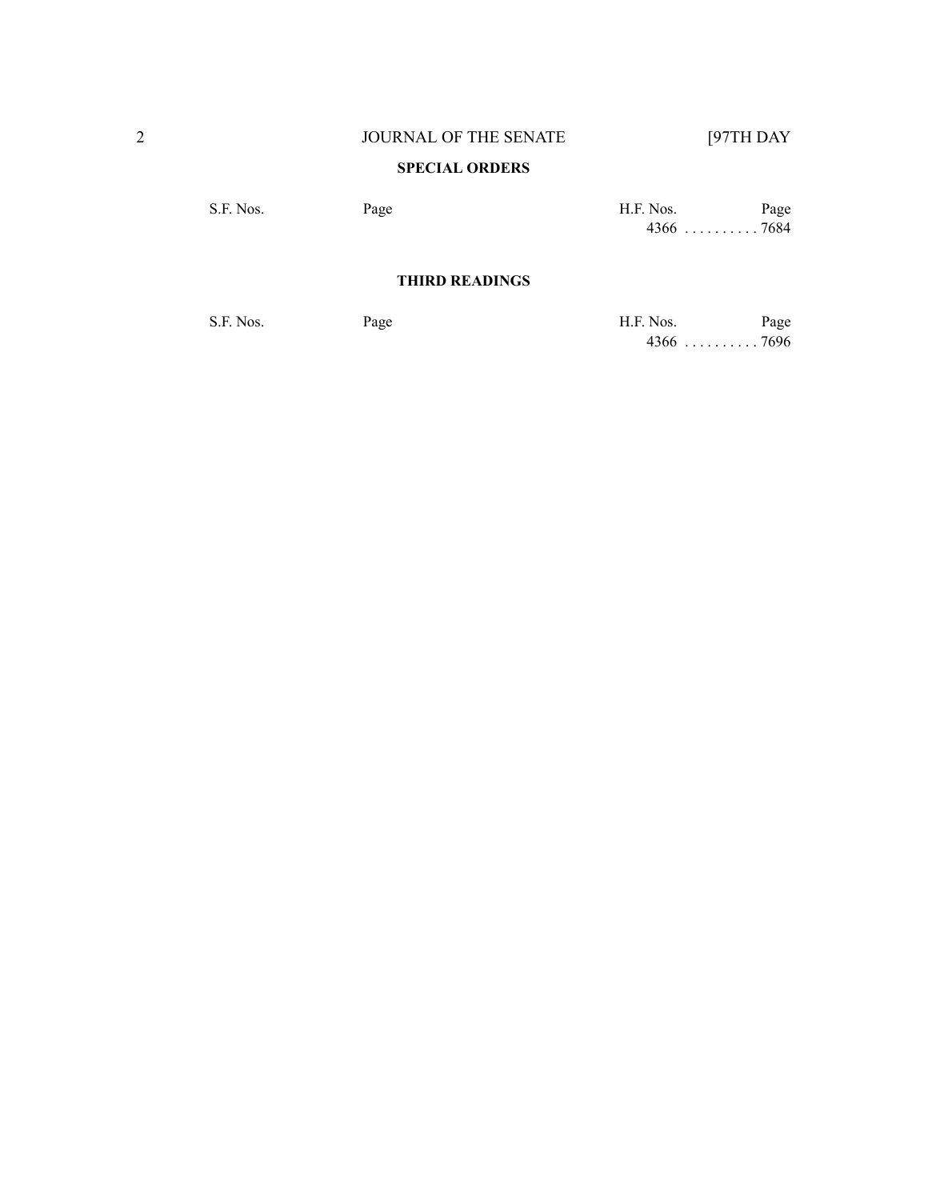## SPECIAL ORDERS

| S.F. Nos. | Page | H.F. Nos. | Page |
|---|---|---|---|
| | | 4366 | 7684 |

## THIRD READINGS

| S.F. Nos. | Page | H.F. Nos. | Page |
|---|---|---|---|
| | | 4366 | 7696 |